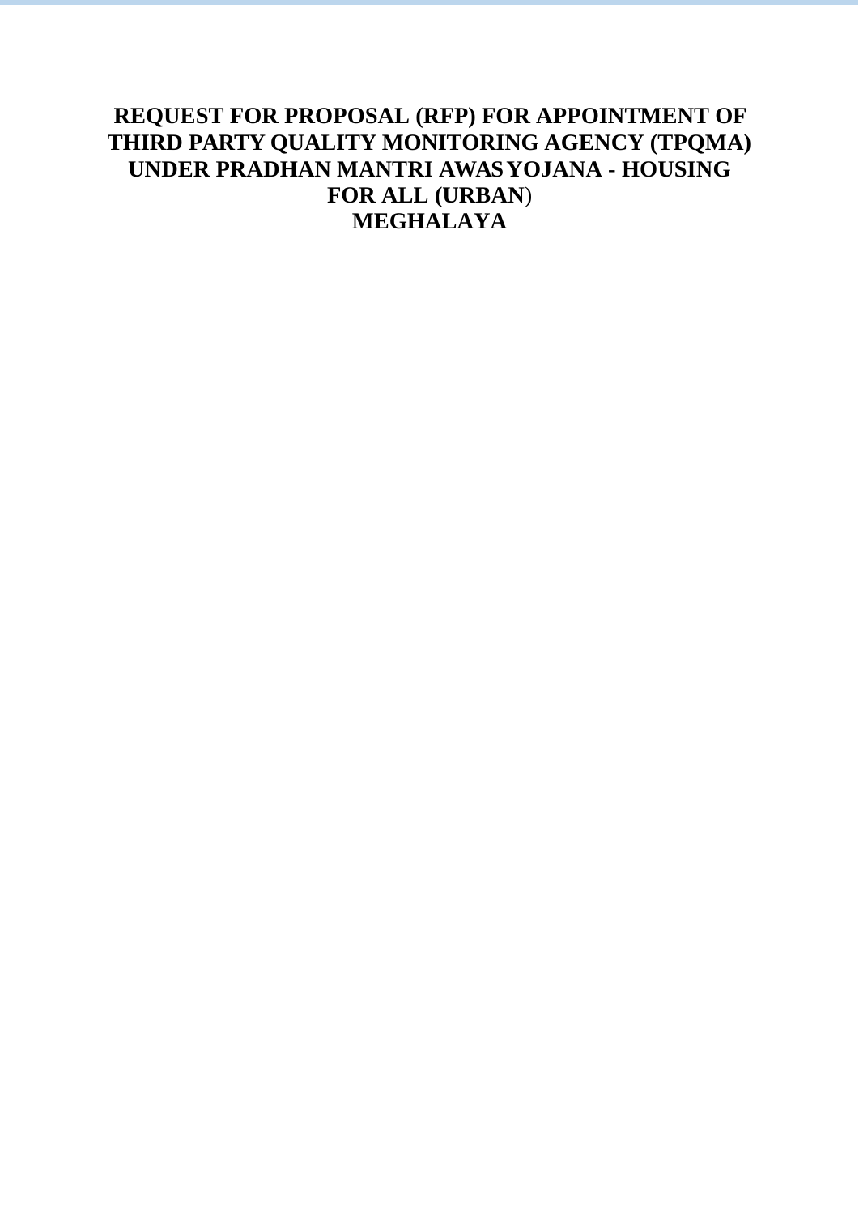# REQUEST FOR PROPOSAL (RFP) FOR APPOINTMENT OF THIRD PARTY QUALITY MONITORING AGENCY (TPQMA) UNDER PRADHAN MANTRI AWAS YOJANA - HOUSING FOR ALL (URBAN)

# MEGHALAYA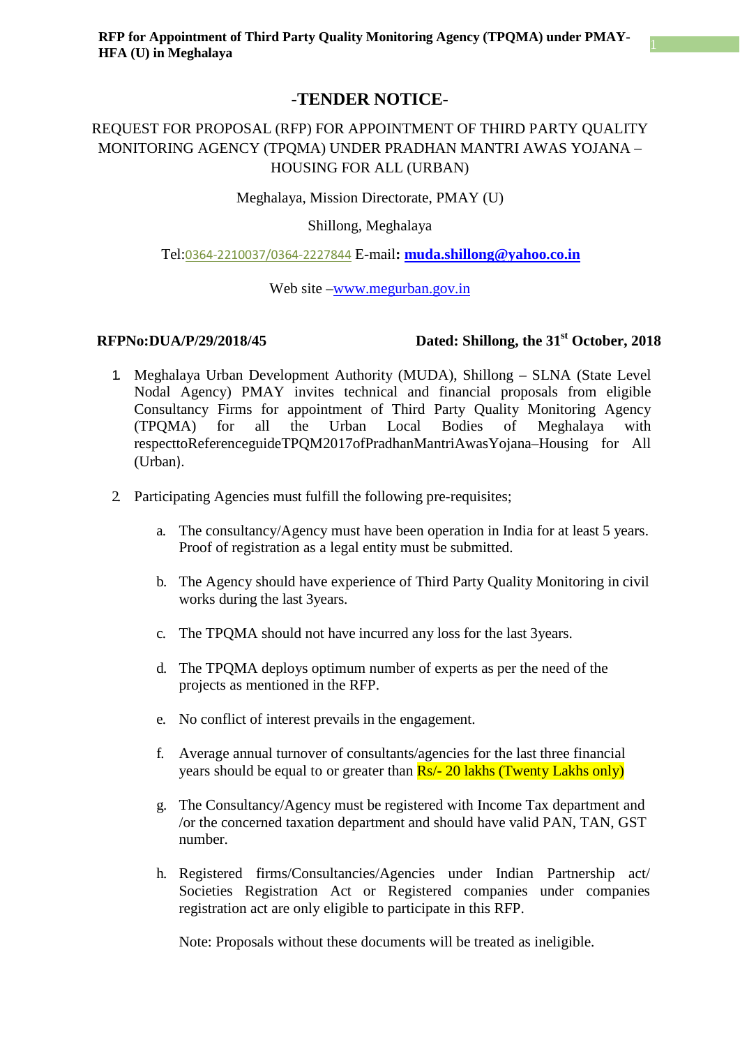# -TENDER NOTICE-

REQUEST FOR PROPOSAL (RFP) FOR APPOINTMENT OF THIRD PARTY QUALITY MONITORING AGENCY (TPQMA) UNDER PRADHAN MANTRI AWAS YOJANA – HOUSING FOR ALL (URBAN)

Meghalaya, Mission Directorate, PMAY (U)

Shillong, Meghalaya

Tel:0364-2210037/0364-2227844 E-mail**: muda.shillong@yahoo.co.in**

Web site –www.megurban.gov.in

**RFPNo:DUA/P/29/2018/45** **Dated: Shillong, the 31st October, 2018**

1. Meghalaya Urban Development Authority (MUDA), Shillong – SLNA (State Level Nodal Agency) PMAY invites technical and financial proposals from eligible Consultancy Firms for appointment of Third Party Quality Monitoring Agency (TPQMA) for all the Urban Local Bodies of Meghalaya with respecttoReferenceguideTPQM2017ofPradhanMantriAwasYojana–Housing for All (Urban).

2. Participating Agencies must fulfill the following pre-requisites;

   a. The consultancy/Agency must have been operation in India for at least 5 years. Proof of registration as a legal entity must be submitted.

   b. The Agency should have experience of Third Party Quality Monitoring in civil works during the last 3years.

   c. The TPQMA should not have incurred any loss for the last 3years.

   d. The TPQMA deploys optimum number of experts as per the need of the projects as mentioned in the RFP.

   e. No conflict of interest prevails in the engagement.

   f. Average annual turnover of consultants/agencies for the last three financial years should be equal to or greater than Rs/- 20 lakhs (Twenty Lakhs only)

   g. The Consultancy/Agency must be registered with Income Tax department and /or the concerned taxation department and should have valid PAN, TAN, GST number.

   h. Registered firms/Consultancies/Agencies under Indian Partnership act/ Societies Registration Act or Registered companies under companies registration act are only eligible to participate in this RFP.

   Note: Proposals without these documents will be treated as ineligible.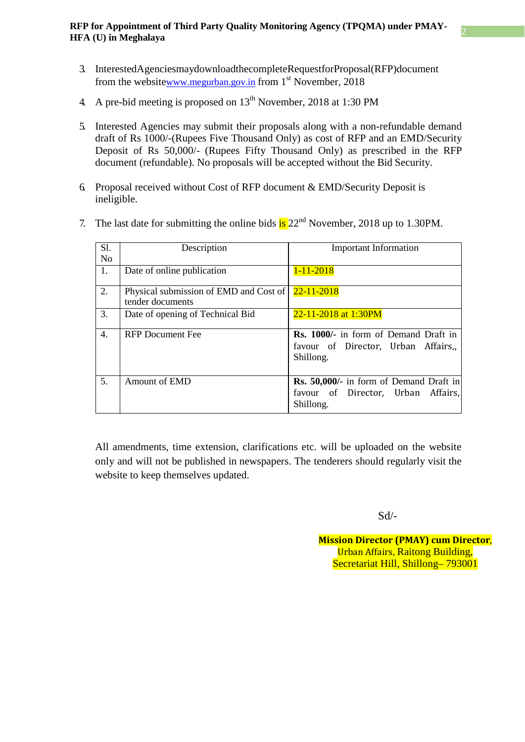3. InterestedAgenciesmaydownloadthecompleteRequestforProposal(RFP)document from the websitewww.megurban.gov.in from 1st November, 2018

4. A pre-bid meeting is proposed on 13th November, 2018 at 1:30 PM

5. Interested Agencies may submit their proposals along with a non-refundable demand draft of Rs 1000/-(Rupees Five Thousand Only) as cost of RFP and an EMD/Security Deposit of Rs 50,000/- (Rupees Fifty Thousand Only) as prescribed in the RFP document (refundable). No proposals will be accepted without the Bid Security.

6. Proposal received without Cost of RFP document & EMD/Security Deposit is ineligible.

7. The last date for submitting the online bids is 22nd November, 2018 up to 1.30PM.

| Sl. No | Description | Important Information |
|---|---|---|
| 1. | Date of online publication | 1-11-2018 |
| 2. | Physical submission of EMD and Cost of tender documents | 22-11-2018 |
| 3. | Date of opening of Technical Bid | 22-11-2018 at 1:30PM |
| 4. | RFP Document Fee | **Rs. 1000/-** in form of Demand Draft in favour of Director, Urban Affairs,, Shillong. |
| 5. | Amount of EMD | **Rs. 50,000/-** in form of Demand Draft in favour of Director, Urban Affairs, Shillong. |

All amendments, time extension, clarifications etc. will be uploaded on the website only and will not be published in newspapers. The tenderers should regularly visit the website to keep themselves updated.

Sd/-

**Mission Director (PMAY) cum Director**,
Urban Affairs, Raitong Building,
Secretariat Hill, Shillong– 793001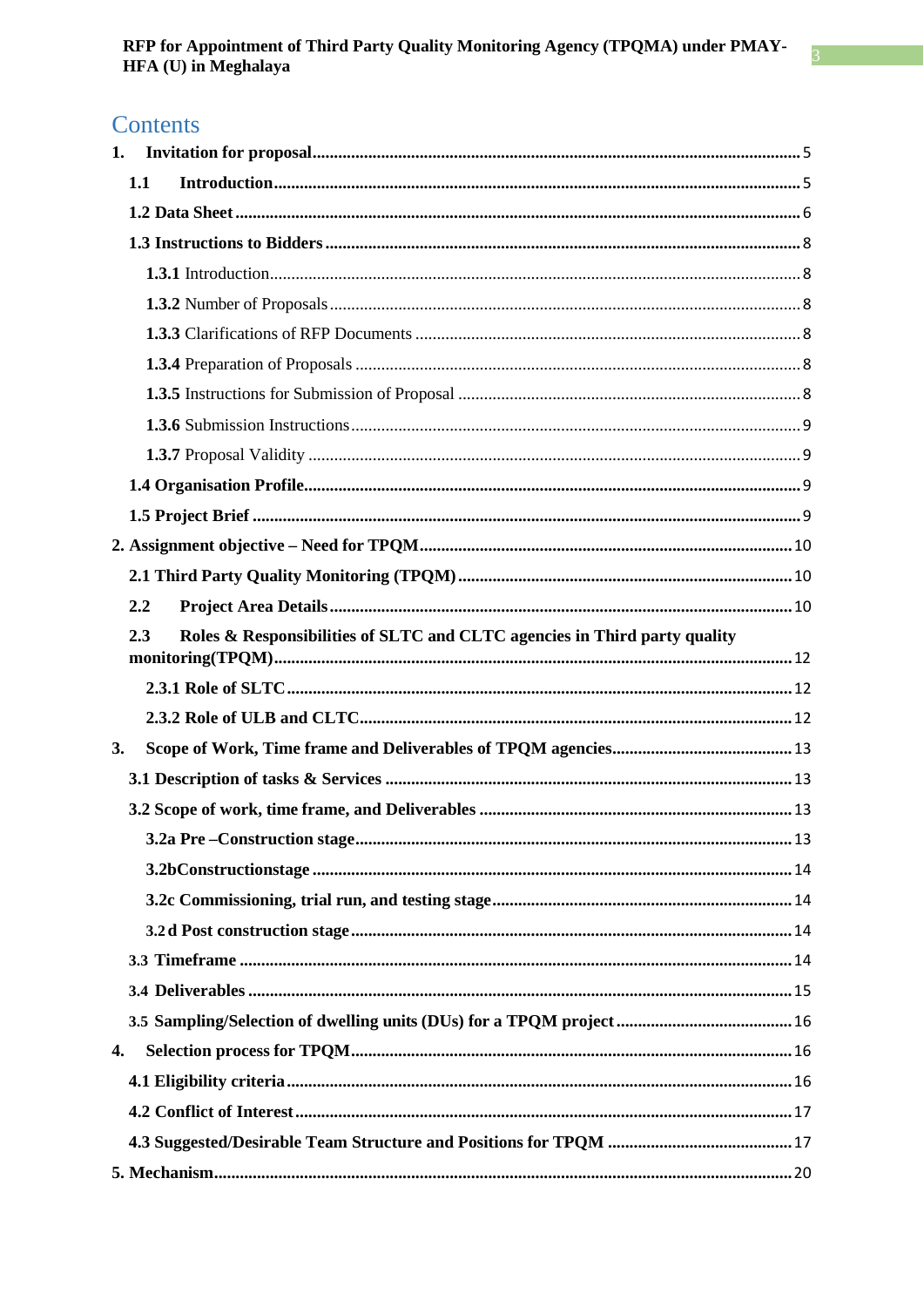# Contents

1. **Invitation for proposal** ..... 5
   - **1.1 Introduction** ..... 5
   - **1.2 Data Sheet** ..... 6
   - **1.3 Instructions to Bidders** ..... 8
     - **1.3.1** Introduction ..... 8
     - **1.3.2** Number of Proposals ..... 8
     - **1.3.3** Clarifications of RFP Documents ..... 8
     - **1.3.4** Preparation of Proposals ..... 8
     - **1.3.5** Instructions for Submission of Proposal ..... 8
     - **1.3.6** Submission Instructions ..... 9
     - **1.3.7** Proposal Validity ..... 9
   - **1.4 Organisation Profile** ..... 9
   - **1.5 Project Brief** ..... 9
2. **Assignment objective – Need for TPQM** ..... 10
   - **2.1 Third Party Quality Monitoring (TPQM)** ..... 10
   - **2.2 Project Area Details** ..... 10
   - **2.3 Roles & Responsibilities of SLTC and CLTC agencies in Third party quality monitoring(TPQM)** ..... 12
     - **2.3.1 Role of SLTC** ..... 12
     - **2.3.2 Role of ULB and CLTC** ..... 12
3. **Scope of Work, Time frame and Deliverables of TPQM agencies** ..... 13
   - **3.1 Description of tasks & Services** ..... 13
   - **3.2 Scope of work, time frame, and Deliverables** ..... 13
     - **3.2a Pre –Construction stage** ..... 13
     - **3.2bConstructionstage** ..... 14
     - **3.2c Commissioning, trial run, and testing stage** ..... 14
     - **3.2 d Post construction stage** ..... 14
   - **3.3 Timeframe** ..... 14
   - **3.4 Deliverables** ..... 15
   - **3.5 Sampling/Selection of dwelling units (DUs) for a TPQM project** ..... 16
4. **Selection process for TPQM** ..... 16
   - **4.1 Eligibility criteria** ..... 16
   - **4.2 Conflict of Interest** ..... 17
   - **4.3 Suggested/Desirable Team Structure and Positions for TPQM** ..... 17
5. **Mechanism** ..... 20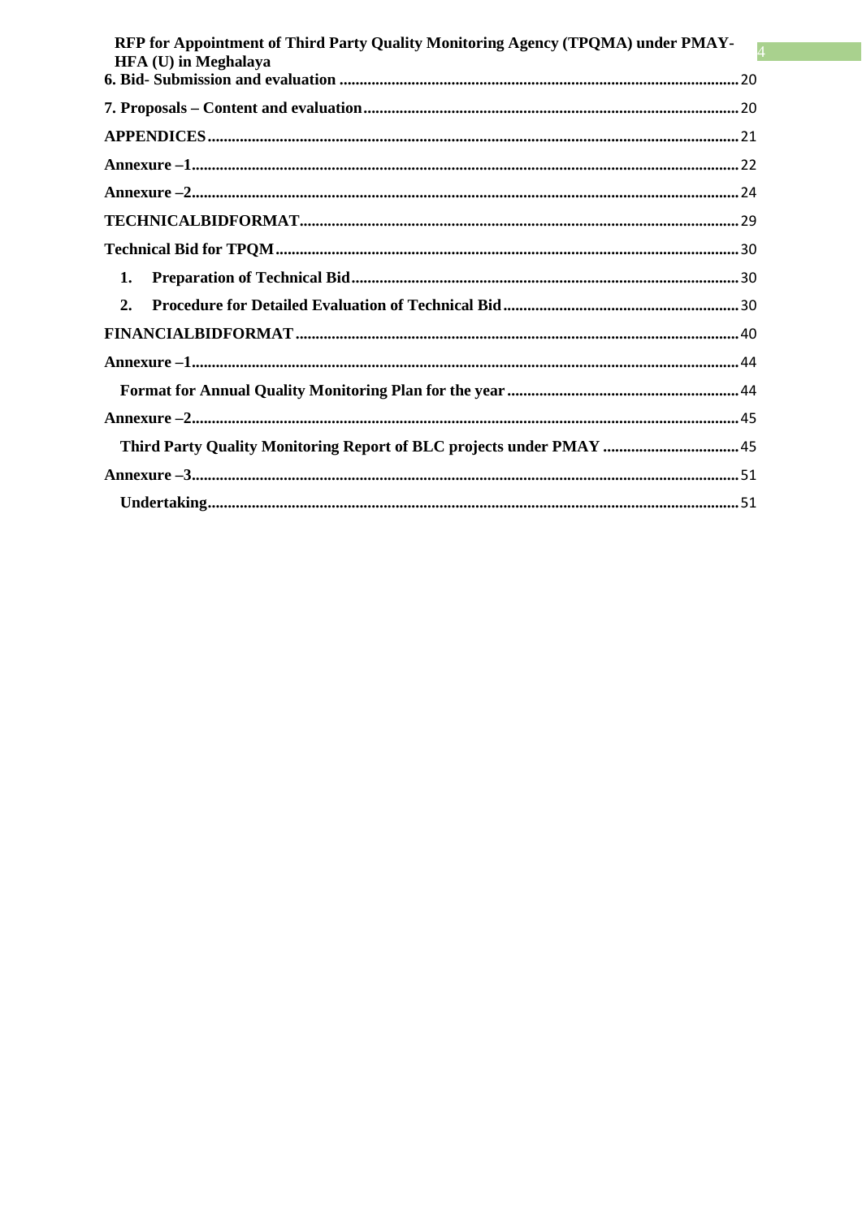6. Bid- Submission and evaluation ........................................................................................ 20

7. Proposals – Content and evaluation ................................................................................. 20

APPENDICES ........................................................................................................................ 21

Annexure –1 .......................................................................................................................... 22

Annexure –2 .......................................................................................................................... 24

TECHNICALBIDFORMAT ............................................................................................... 29

Technical Bid for TPQM ..................................................................................................... 30

1. Preparation of Technical Bid ........................................................................................ 30

2. Procedure for Detailed Evaluation of Technical Bid ..................................................... 30

FINANCIALBIDFORMAT .................................................................................................. 40

Annexure –1 .......................................................................................................................... 44

Format for Annual Quality Monitoring Plan for the year .............................................. 44

Annexure –2 .......................................................................................................................... 45

Third Party Quality Monitoring Report of BLC projects under PMAY ........................ 45

Annexure –3 .......................................................................................................................... 51

Undertaking ........................................................................................................................ 51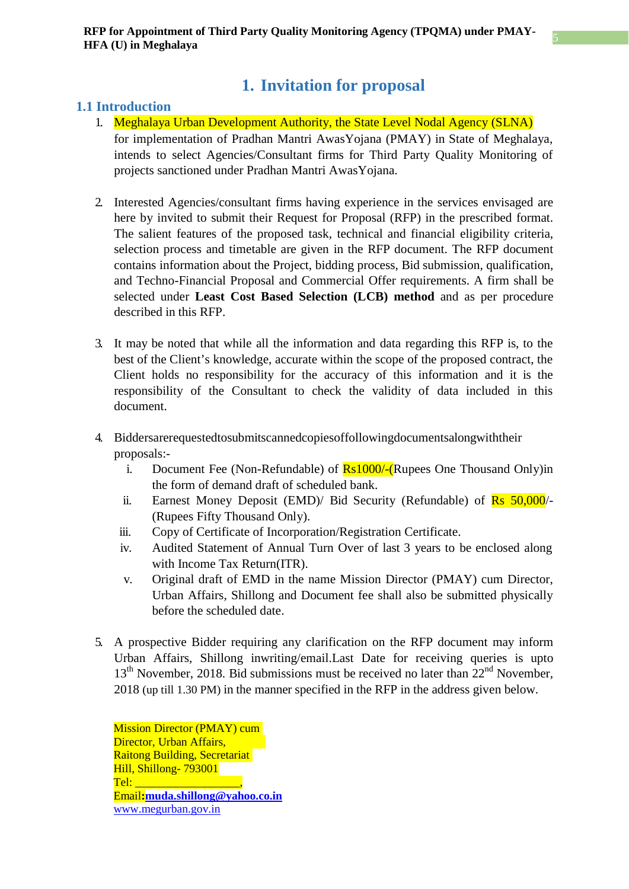# 1. Invitation for proposal

## 1.1 Introduction

1. Meghalaya Urban Development Authority, the State Level Nodal Agency (SLNA) for implementation of Pradhan Mantri AwasYojana (PMAY) in State of Meghalaya, intends to select Agencies/Consultant firms for Third Party Quality Monitoring of projects sanctioned under Pradhan Mantri AwasYojana.

2. Interested Agencies/consultant firms having experience in the services envisaged are here by invited to submit their Request for Proposal (RFP) in the prescribed format. The salient features of the proposed task, technical and financial eligibility criteria, selection process and timetable are given in the RFP document. The RFP document contains information about the Project, bidding process, Bid submission, qualification, and Techno-Financial Proposal and Commercial Offer requirements. A firm shall be selected under **Least Cost Based Selection (LCB) method** and as per procedure described in this RFP.

3. It may be noted that while all the information and data regarding this RFP is, to the best of the Client's knowledge, accurate within the scope of the proposed contract, the Client holds no responsibility for the accuracy of this information and it is the responsibility of the Consultant to check the validity of data included in this document.

4. Biddersarerequestedtosubmitscannedcopiesoffollowingdocumentsalongwiththeir proposals:-
   1. Document Fee (Non-Refundable) of Rs1000/-(Rupees One Thousand Only)in the form of demand draft of scheduled bank.
   2. Earnest Money Deposit (EMD)/ Bid Security (Refundable) of Rs 50,000/- (Rupees Fifty Thousand Only).
   3. Copy of Certificate of Incorporation/Registration Certificate.
   4. Audited Statement of Annual Turn Over of last 3 years to be enclosed along with Income Tax Return(ITR).
   5. Original draft of EMD in the name Mission Director (PMAY) cum Director, Urban Affairs, Shillong and Document fee shall also be submitted physically before the scheduled date.

5. A prospective Bidder requiring any clarification on the RFP document may inform Urban Affairs, Shillong inwriting/email.Last Date for receiving queries is upto 13th November, 2018. Bid submissions must be received no later than 22nd November, 2018 (up till 1.30 PM) in the manner specified in the RFP in the address given below.

Mission Director (PMAY) cum
Director, Urban Affairs,
Raitong Building, Secretariat
Hill, Shillong- 793001
Tel: __________________,
Email:**muda.shillong@yahoo.co.in**
www.megurban.gov.in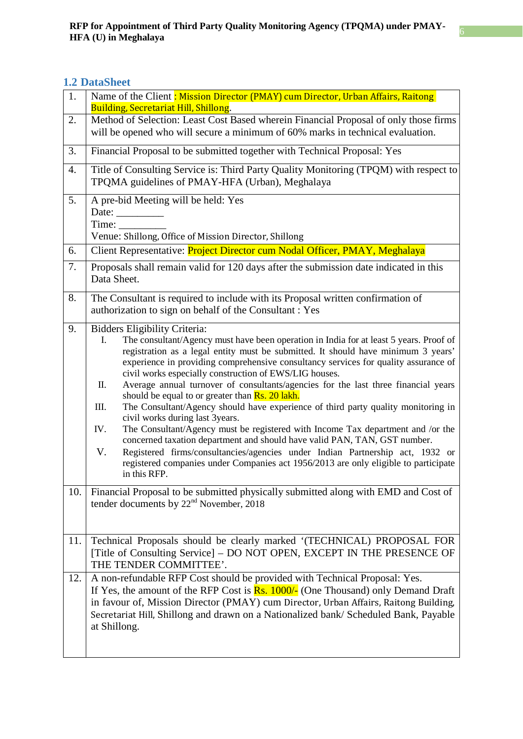## 1.2 DataSheet

| | |
|---|---|
| 1. | Name of the Client : Mission Director (PMAY) cum Director, Urban Affairs, Raitong Building, Secretariat Hill, Shillong. |
| 2. | Method of Selection: Least Cost Based wherein Financial Proposal of only those firms will be opened who will secure a minimum of 60% marks in technical evaluation. |
| 3. | Financial Proposal to be submitted together with Technical Proposal: Yes |
| 4. | Title of Consulting Service is: Third Party Quality Monitoring (TPQM) with respect to TPQMA guidelines of PMAY-HFA (Urban), Meghalaya |
| 5. | A pre-bid Meeting will be held: Yes<br>Date: _________<br>Time: _________<br>Venue: Shillong, Office of Mission Director, Shillong |
| 6. | Client Representative: Project Director cum Nodal Officer, PMAY, Meghalaya |
| 7. | Proposals shall remain valid for 120 days after the submission date indicated in this Data Sheet. |
| 8. | The Consultant is required to include with its Proposal written confirmation of authorization to sign on behalf of the Consultant : Yes |
| 9. | Bidders Eligibility Criteria:<br>I. The consultant/Agency must have been operation in India for at least 5 years. Proof of registration as a legal entity must be submitted. It should have minimum 3 years' experience in providing comprehensive consultancy services for quality assurance of civil works especially construction of EWS/LIG houses.<br>II. Average annual turnover of consultants/agencies for the last three financial years should be equal to or greater than Rs. 20 lakh.<br>III. The Consultant/Agency should have experience of third party quality monitoring in civil works during last 3years.<br>IV. The Consultant/Agency must be registered with Income Tax department and /or the concerned taxation department and should have valid PAN, TAN, GST number.<br>V. Registered firms/consultancies/agencies under Indian Partnership act, 1932 or registered companies under Companies act 1956/2013 are only eligible to participate in this RFP. |
| 10. | Financial Proposal to be submitted physically submitted along with EMD and Cost of tender documents by 22nd November, 2018 |
| 11. | Technical Proposals should be clearly marked '(TECHNICAL) PROPOSAL FOR [Title of Consulting Service] – DO NOT OPEN, EXCEPT IN THE PRESENCE OF THE TENDER COMMITTEE'. |
| 12. | A non-refundable RFP Cost should be provided with Technical Proposal: Yes.<br>If Yes, the amount of the RFP Cost is Rs. 1000/- (One Thousand) only Demand Draft in favour of, Mission Director (PMAY) cum Director, Urban Affairs, Raitong Building, Secretariat Hill, Shillong and drawn on a Nationalized bank/ Scheduled Bank, Payable at Shillong. |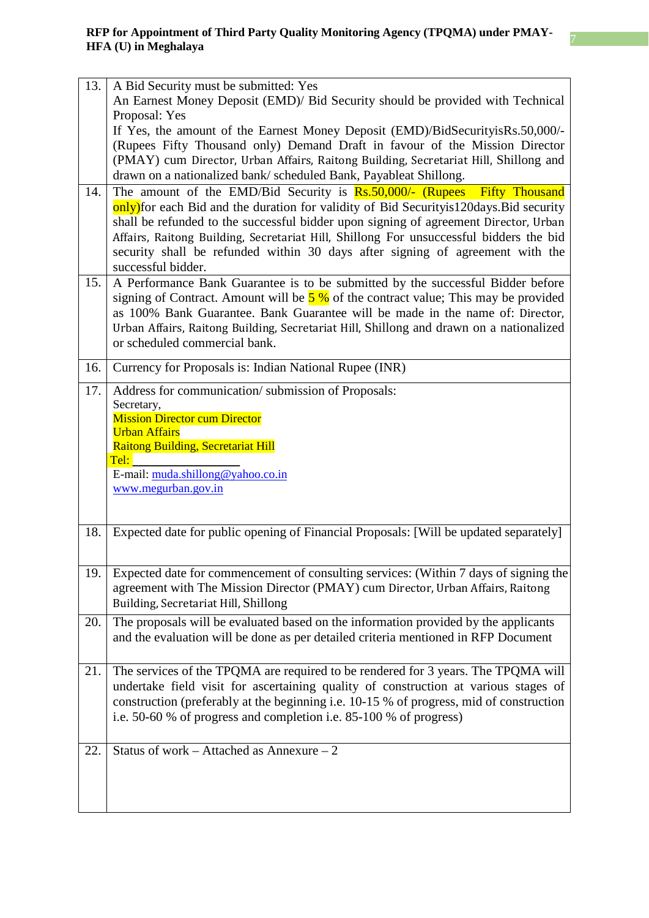| | |
|---|---|
| 13. | A Bid Security must be submitted: Yes<br>An Earnest Money Deposit (EMD)/ Bid Security should be provided with Technical Proposal: Yes<br>If Yes, the amount of the Earnest Money Deposit (EMD)/BidSecurityisRs.50,000/- (Rupees Fifty Thousand only) Demand Draft in favour of the Mission Director (PMAY) cum Director, Urban Affairs, Raitong Building, Secretariat Hill, Shillong and drawn on a nationalized bank/ scheduled Bank, Payableat Shillong. |
| 14. | The amount of the EMD/Bid Security is Rs.50,000/- (Rupees Fifty Thousand only)for each Bid and the duration for validity of Bid Securityis120days.Bid security shall be refunded to the successful bidder upon signing of agreement Director, Urban Affairs, Raitong Building, Secretariat Hill, Shillong For unsuccessful bidders the bid security shall be refunded within 30 days after signing of agreement with the successful bidder. |
| 15. | A Performance Bank Guarantee is to be submitted by the successful Bidder before signing of Contract. Amount will be 5 % of the contract value; This may be provided as 100% Bank Guarantee. Bank Guarantee will be made in the name of: Director, Urban Affairs, Raitong Building, Secretariat Hill, Shillong and drawn on a nationalized or scheduled commercial bank. |
| 16. | Currency for Proposals is: Indian National Rupee (INR) |
| 17. | Address for communication/ submission of Proposals:<br>Secretary,<br>Mission Director cum Director<br>Urban Affairs<br>Raitong Building, Secretariat Hill<br>Tel: ______________<br>E-mail: muda.shillong@yahoo.co.in<br>www.megurban.gov.in |
| 18. | Expected date for public opening of Financial Proposals: [Will be updated separately] |
| 19. | Expected date for commencement of consulting services: (Within 7 days of signing the agreement with The Mission Director (PMAY) cum Director, Urban Affairs, Raitong Building, Secretariat Hill, Shillong |
| 20. | The proposals will be evaluated based on the information provided by the applicants and the evaluation will be done as per detailed criteria mentioned in RFP Document |
| 21. | The services of the TPQMA are required to be rendered for 3 years. The TPQMA will undertake field visit for ascertaining quality of construction at various stages of construction (preferably at the beginning i.e. 10-15 % of progress, mid of construction i.e. 50-60 % of progress and completion i.e. 85-100 % of progress) |
| 22. | Status of work – Attached as Annexure – 2 |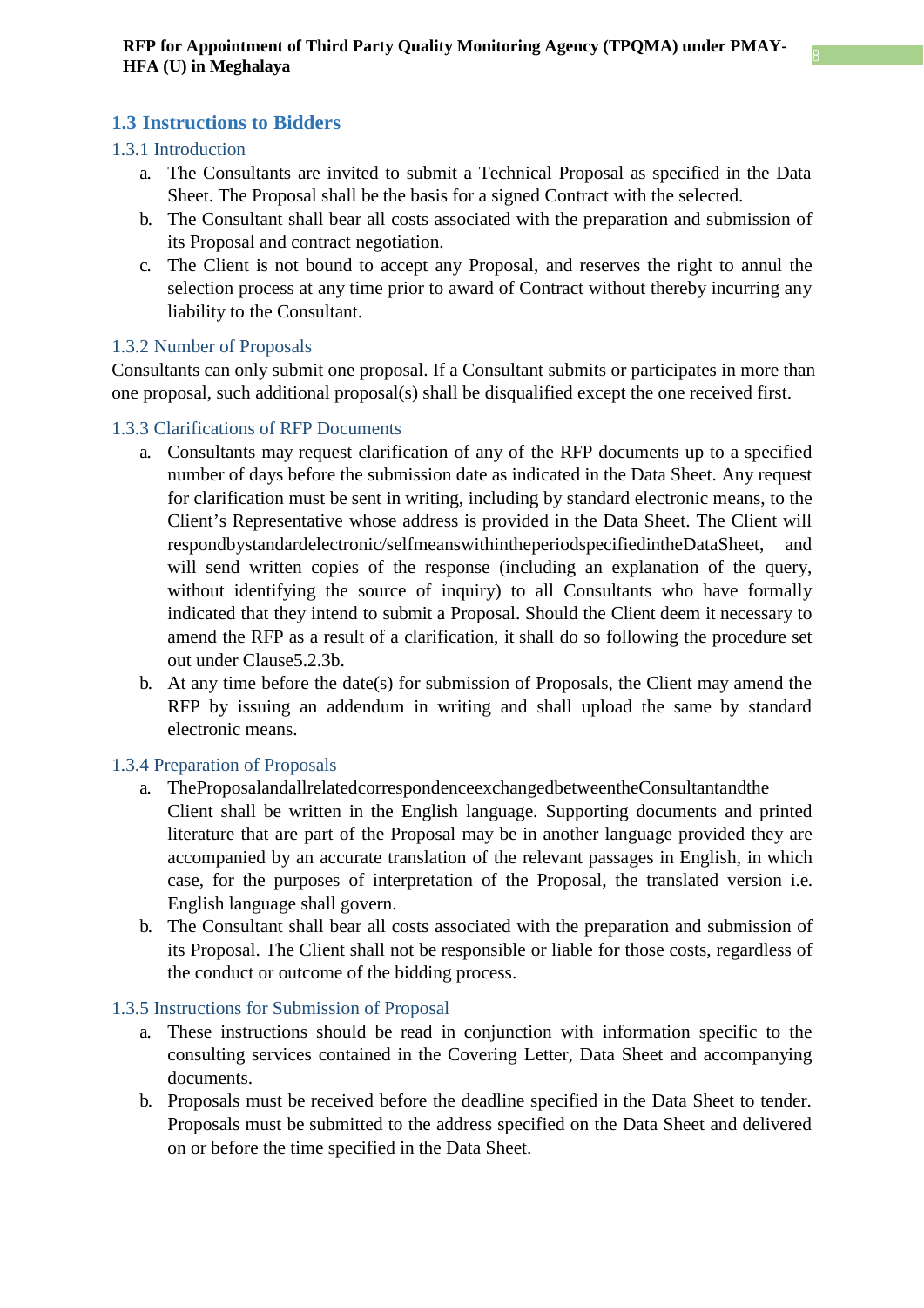## 1.3 Instructions to Bidders

### 1.3.1 Introduction

a. The Consultants are invited to submit a Technical Proposal as specified in the Data Sheet. The Proposal shall be the basis for a signed Contract with the selected.

b. The Consultant shall bear all costs associated with the preparation and submission of its Proposal and contract negotiation.

c. The Client is not bound to accept any Proposal, and reserves the right to annul the selection process at any time prior to award of Contract without thereby incurring any liability to the Consultant.

### 1.3.2 Number of Proposals

Consultants can only submit one proposal. If a Consultant submits or participates in more than one proposal, such additional proposal(s) shall be disqualified except the one received first.

### 1.3.3 Clarifications of RFP Documents

a. Consultants may request clarification of any of the RFP documents up to a specified number of days before the submission date as indicated in the Data Sheet. Any request for clarification must be sent in writing, including by standard electronic means, to the Client's Representative whose address is provided in the Data Sheet. The Client will respondbystandardelectronic/selfmeanswithintheperiodspecifiedintheDataSheet, and will send written copies of the response (including an explanation of the query, without identifying the source of inquiry) to all Consultants who have formally indicated that they intend to submit a Proposal. Should the Client deem it necessary to amend the RFP as a result of a clarification, it shall do so following the procedure set out under Clause5.2.3b.

b. At any time before the date(s) for submission of Proposals, the Client may amend the RFP by issuing an addendum in writing and shall upload the same by standard electronic means.

### 1.3.4 Preparation of Proposals

a. TheProposalandallrelatedcorrespondenceexchangedbetweentheConsultantandthe Client shall be written in the English language. Supporting documents and printed literature that are part of the Proposal may be in another language provided they are accompanied by an accurate translation of the relevant passages in English, in which case, for the purposes of interpretation of the Proposal, the translated version i.e. English language shall govern.

b. The Consultant shall bear all costs associated with the preparation and submission of its Proposal. The Client shall not be responsible or liable for those costs, regardless of the conduct or outcome of the bidding process.

### 1.3.5 Instructions for Submission of Proposal

a. These instructions should be read in conjunction with information specific to the consulting services contained in the Covering Letter, Data Sheet and accompanying documents.

b. Proposals must be received before the deadline specified in the Data Sheet to tender. Proposals must be submitted to the address specified on the Data Sheet and delivered on or before the time specified in the Data Sheet.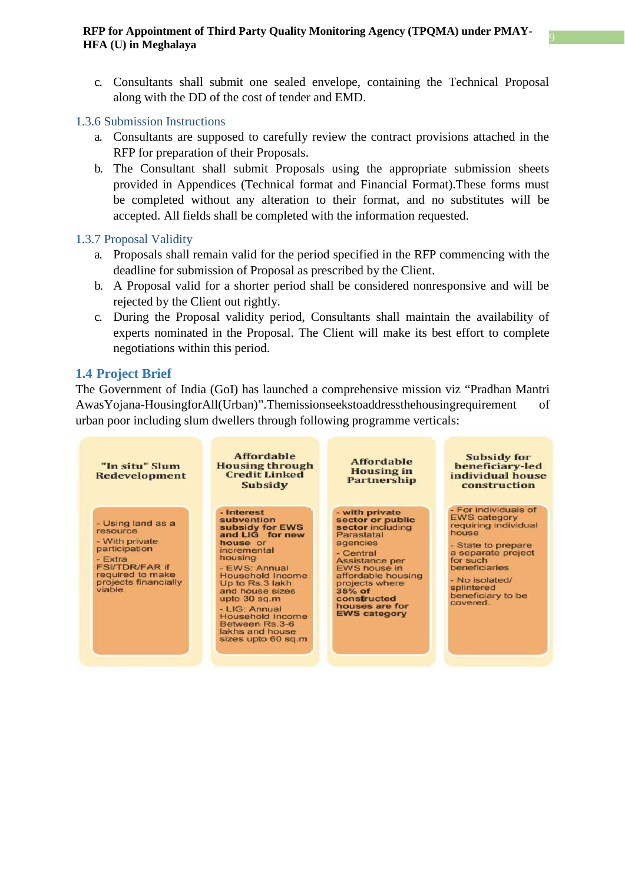c. Consultants shall submit one sealed envelope, containing the Technical Proposal along with the DD of the cost of tender and EMD.

### 1.3.6 Submission Instructions

a. Consultants are supposed to carefully review the contract provisions attached in the RFP for preparation of their Proposals.

b. The Consultant shall submit Proposals using the appropriate submission sheets provided in Appendices (Technical format and Financial Format).These forms must be completed without any alteration to their format, and no substitutes will be accepted. All fields shall be completed with the information requested.

### 1.3.7 Proposal Validity

a. Proposals shall remain valid for the period specified in the RFP commencing with the deadline for submission of Proposal as prescribed by the Client.

b. A Proposal valid for a shorter period shall be considered nonresponsive and will be rejected by the Client out rightly.

c. During the Proposal validity period, Consultants shall maintain the availability of experts nominated in the Proposal. The Client will make its best effort to complete negotiations within this period.

## 1.4 Project Brief

The Government of India (GoI) has launched a comprehensive mission viz "Pradhan Mantri AwasYojana-HousingforAll(Urban)".Themissionseekstoaddressthehousingrequirement of urban poor including slum dwellers through following programme verticals:

| "In situ" Slum Redevelopment | Affordable Housing through Credit Linked Subsidy | Affordable Housing in Partnership | Subsidy for beneficiary-led individual house construction |
|---|---|---|---|
| - Using land as a resource<br>- With private participation<br>- Extra FSI/TDR/FAR if required to make projects financially viable | - **Interest subvention subsidy for EWS and LIG for new house** or incremental housing<br>- EWS: Annual Household Income Up to Rs.3 lakh and house sizes upto 30 sq.m<br>- LIG: Annual Household Income Between Rs.3-6 lakhs and house sizes upto 60 sq.m | - **with private sector or public sector including** Parastatal agencies<br>- Central Assistance per EWS house in affordable housing projects where **35% of constructed houses are for EWS category** | - For individuals of EWS category requiring individual house<br>- State to prepare a separate project for such beneficiaries<br>- No isolated/ splintered beneficiary to be covered. |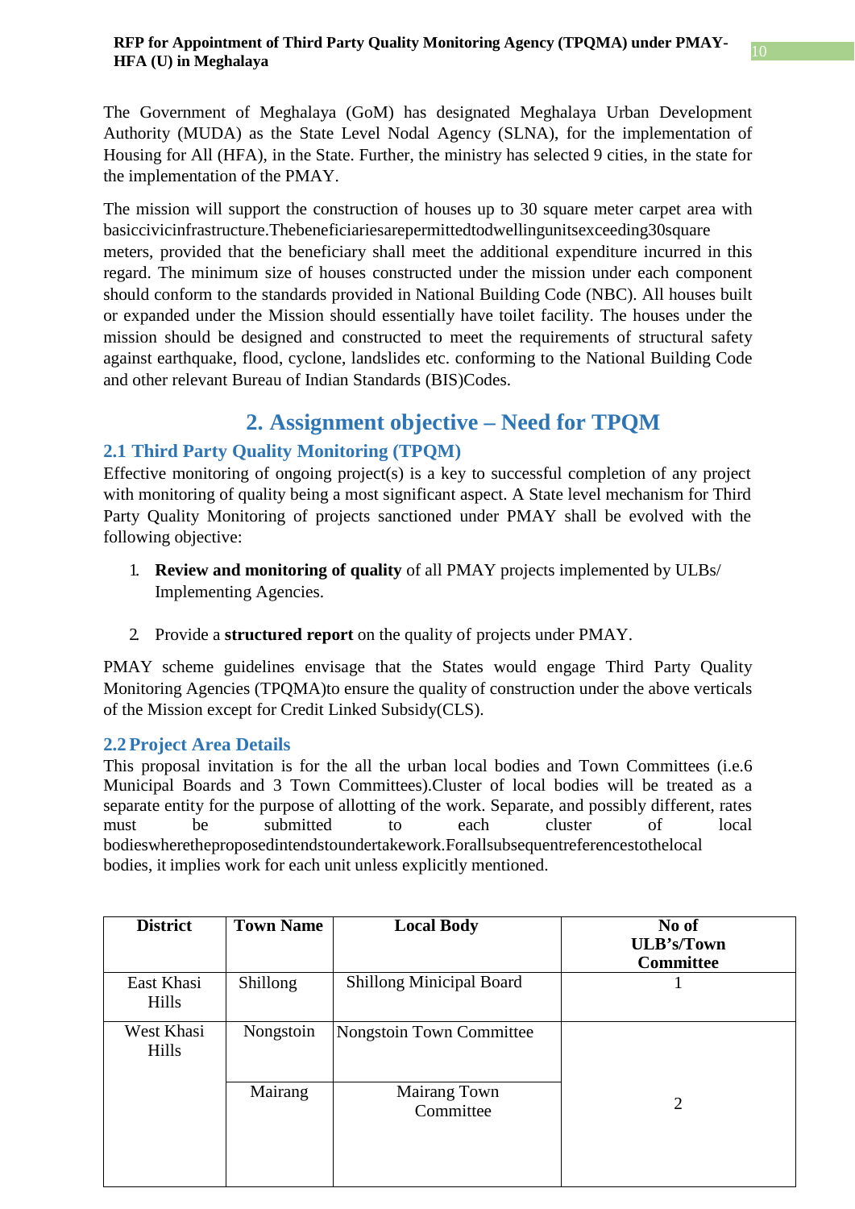The Government of Meghalaya (GoM) has designated Meghalaya Urban Development Authority (MUDA) as the State Level Nodal Agency (SLNA), for the implementation of Housing for All (HFA), in the State. Further, the ministry has selected 9 cities, in the state for the implementation of the PMAY.

The mission will support the construction of houses up to 30 square meter carpet area with basiccivicinfrastructure.Thebeneficiariesarepermittedtodwellingunitsexceeding30square meters, provided that the beneficiary shall meet the additional expenditure incurred in this regard. The minimum size of houses constructed under the mission under each component should conform to the standards provided in National Building Code (NBC). All houses built or expanded under the Mission should essentially have toilet facility. The houses under the mission should be designed and constructed to meet the requirements of structural safety against earthquake, flood, cyclone, landslides etc. conforming to the National Building Code and other relevant Bureau of Indian Standards (BIS)Codes.

# 2. Assignment objective – Need for TPQM

## 2.1 Third Party Quality Monitoring (TPQM)

Effective monitoring of ongoing project(s) is a key to successful completion of any project with monitoring of quality being a most significant aspect. A State level mechanism for Third Party Quality Monitoring of projects sanctioned under PMAY shall be evolved with the following objective:

1. **Review and monitoring of quality** of all PMAY projects implemented by ULBs/ Implementing Agencies.
2. Provide a **structured report** on the quality of projects under PMAY.

PMAY scheme guidelines envisage that the States would engage Third Party Quality Monitoring Agencies (TPQMA)to ensure the quality of construction under the above verticals of the Mission except for Credit Linked Subsidy(CLS).

## 2.2 Project Area Details

This proposal invitation is for the all the urban local bodies and Town Committees (i.e.6 Municipal Boards and 3 Town Committees).Cluster of local bodies will be treated as a separate entity for the purpose of allotting of the work. Separate, and possibly different, rates must be submitted to each cluster of local bodieswheretheproposedintendstoundertakework.Forallsubsequentreferencestothelocal bodies, it implies work for each unit unless explicitly mentioned.

| District | Town Name | Local Body | No of ULB's/Town Committee |
|---|---|---|---|
| East Khasi Hills | Shillong | Shillong Minicipal Board | 1 |
| West Khasi Hills | Nongstoin | Nongstoin Town Committee | 2 |
| | Mairang | Mairang Town Committee | |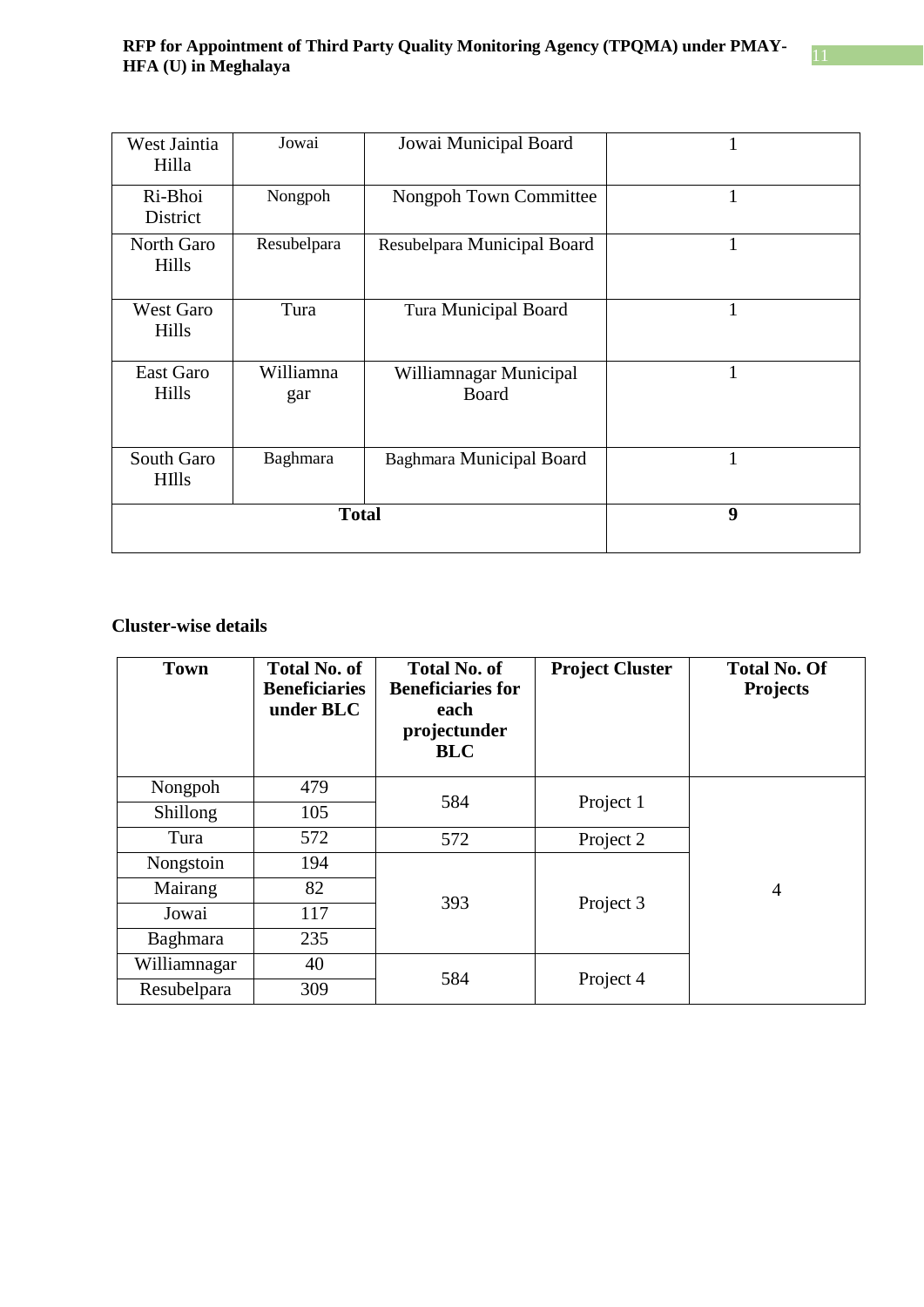| West Jaintia Hilla | Jowai | Jowai Municipal Board | 1 |
|---|---|---|---|
| Ri-Bhoi District | Nongpoh | Nongpoh Town Committee | 1 |
| North Garo Hills | Resubelpara | Resubelpara Municipal Board | 1 |
| West Garo Hills | Tura | Tura Municipal Board | 1 |
| East Garo Hills | Williamnagar | Williamnagar Municipal Board | 1 |
| South Garo HIlls | Baghmara | Baghmara Municipal Board | 1 |
| **Total** | | | **9** |

**Cluster-wise details**

| Town | Total No. of Beneficiaries under BLC | Total No. of Beneficiaries for each projectunder BLC | Project Cluster | Total No. Of Projects |
|---|---|---|---|---|
| Nongpoh | 479 | 584 | Project 1 | 4 |
| Shillong | 105 | | | |
| Tura | 572 | 572 | Project 2 | |
| Nongstoin | 194 | 393 | Project 3 | |
| Mairang | 82 | | | |
| Jowai | 117 | | | |
| Baghmara | 235 | | | |
| Williamnagar | 40 | 584 | Project 4 | |
| Resubelpara | 309 | | | |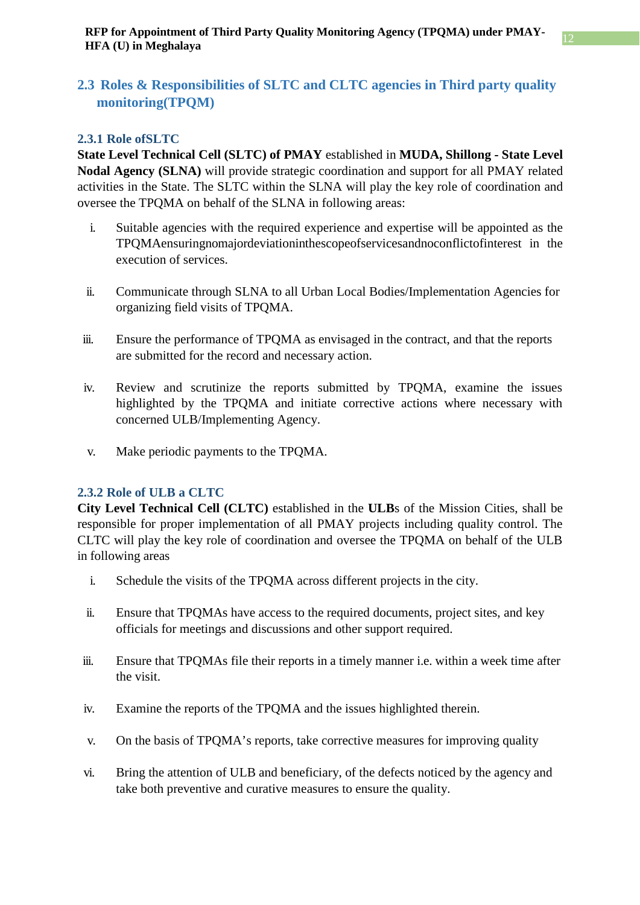## 2.3 Roles & Responsibilities of SLTC and CLTC agencies in Third party quality monitoring(TPQM)

### 2.3.1 Role ofSLTC

**State Level Technical Cell (SLTC) of PMAY** established in **MUDA, Shillong - State Level Nodal Agency (SLNA)** will provide strategic coordination and support for all PMAY related activities in the State. The SLTC within the SLNA will play the key role of coordination and oversee the TPQMA on behalf of the SLNA in following areas:

i. Suitable agencies with the required experience and expertise will be appointed as the TPQMAensuringnomajordeviationinthescopeofservicesandnoconflictofinterest in the execution of services.

ii. Communicate through SLNA to all Urban Local Bodies/Implementation Agencies for organizing field visits of TPQMA.

iii. Ensure the performance of TPQMA as envisaged in the contract, and that the reports are submitted for the record and necessary action.

iv. Review and scrutinize the reports submitted by TPQMA, examine the issues highlighted by the TPQMA and initiate corrective actions where necessary with concerned ULB/Implementing Agency.

v. Make periodic payments to the TPQMA.

### 2.3.2 Role of ULB a CLTC

**City Level Technical Cell (CLTC)** established in the **ULB**s of the Mission Cities, shall be responsible for proper implementation of all PMAY projects including quality control. The CLTC will play the key role of coordination and oversee the TPQMA on behalf of the ULB in following areas

i. Schedule the visits of the TPQMA across different projects in the city.

ii. Ensure that TPQMAs have access to the required documents, project sites, and key officials for meetings and discussions and other support required.

iii. Ensure that TPQMAs file their reports in a timely manner i.e. within a week time after the visit.

iv. Examine the reports of the TPQMA and the issues highlighted therein.

v. On the basis of TPQMA's reports, take corrective measures for improving quality

vi. Bring the attention of ULB and beneficiary, of the defects noticed by the agency and take both preventive and curative measures to ensure the quality.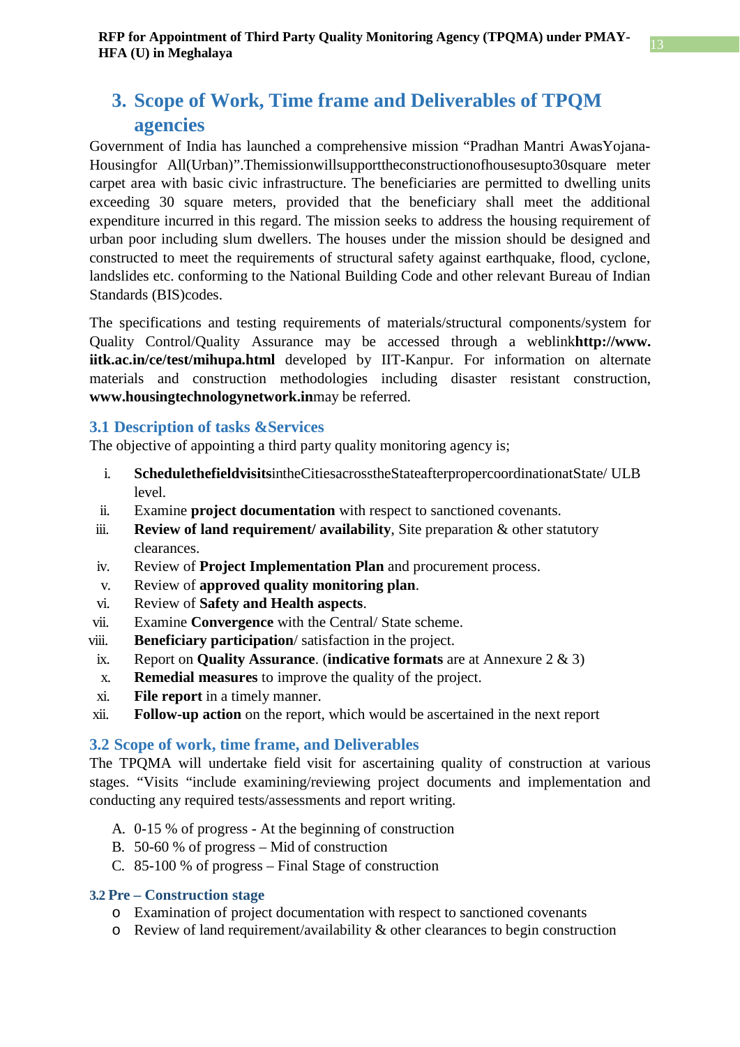## 3. Scope of Work, Time frame and Deliverables of TPQM agencies

Government of India has launched a comprehensive mission "Pradhan Mantri AwasYojana-Housingfor All(Urban)".Themissionwillsupporttheconstructionofhousesupto30square meter carpet area with basic civic infrastructure. The beneficiaries are permitted to dwelling units exceeding 30 square meters, provided that the beneficiary shall meet the additional expenditure incurred in this regard. The mission seeks to address the housing requirement of urban poor including slum dwellers. The houses under the mission should be designed and constructed to meet the requirements of structural safety against earthquake, flood, cyclone, landslides etc. conforming to the National Building Code and other relevant Bureau of Indian Standards (BIS)codes.

The specifications and testing requirements of materials/structural components/system for Quality Control/Quality Assurance may be accessed through a weblink**http://www.iitk.ac.in/ce/test/mihupa.html** developed by IIT-Kanpur. For information on alternate materials and construction methodologies including disaster resistant construction, **www.housingtechnologynetwork.in**may be referred.

### 3.1 Description of tasks &Services

The objective of appointing a third party quality monitoring agency is;

i. **Schedulethefieldvisits**intheCitiesacrosstheStateafterpropercoordinationatState/ ULB level.
ii. Examine **project documentation** with respect to sanctioned covenants.
iii. **Review of land requirement/ availability**, Site preparation & other statutory clearances.
iv. Review of **Project Implementation Plan** and procurement process.
v. Review of **approved quality monitoring plan**.
vi. Review of **Safety and Health aspects**.
vii. Examine **Convergence** with the Central/ State scheme.
viii. **Beneficiary participation**/ satisfaction in the project.
ix. Report on **Quality Assurance**. (**indicative formats** are at Annexure 2 & 3)
x. **Remedial measures** to improve the quality of the project.
xi. **File report** in a timely manner.
xii. **Follow-up action** on the report, which would be ascertained in the next report

### 3.2 Scope of work, time frame, and Deliverables

The TPQMA will undertake field visit for ascertaining quality of construction at various stages. "Visits "include examining/reviewing project documents and implementation and conducting any required tests/assessments and report writing.

A. 0-15 % of progress - At the beginning of construction
B. 50-60 % of progress – Mid of construction
C. 85-100 % of progress – Final Stage of construction

#### 3.2 Pre – Construction stage

- Examination of project documentation with respect to sanctioned covenants
- Review of land requirement/availability & other clearances to begin construction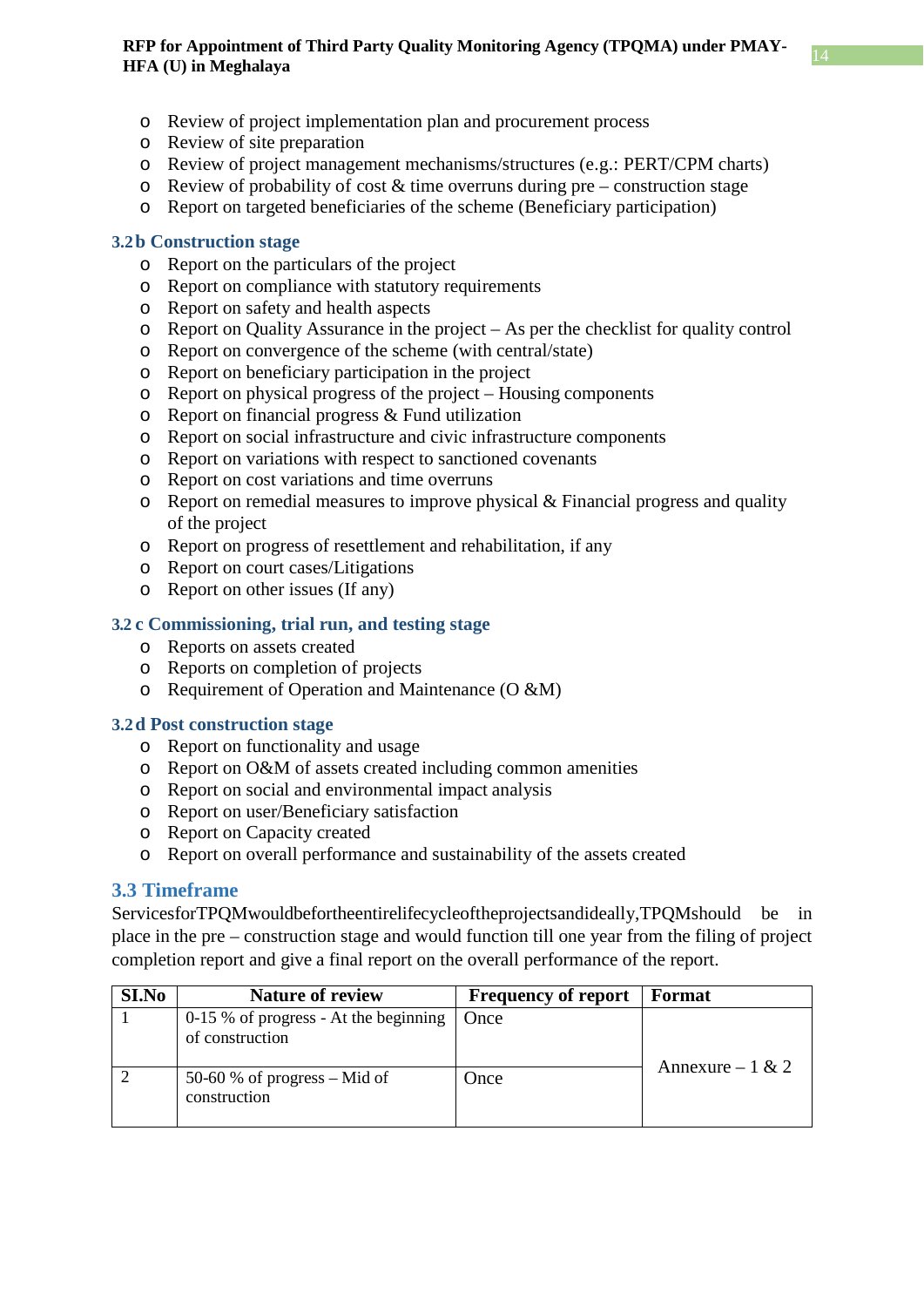- Review of project implementation plan and procurement process
- Review of site preparation
- Review of project management mechanisms/structures (e.g.: PERT/CPM charts)
- Review of probability of cost & time overruns during pre – construction stage
- Report on targeted beneficiaries of the scheme (Beneficiary participation)

### 3.2 b Construction stage

- Report on the particulars of the project
- Report on compliance with statutory requirements
- Report on safety and health aspects
- Report on Quality Assurance in the project – As per the checklist for quality control
- Report on convergence of the scheme (with central/state)
- Report on beneficiary participation in the project
- Report on physical progress of the project – Housing components
- Report on financial progress & Fund utilization
- Report on social infrastructure and civic infrastructure components
- Report on variations with respect to sanctioned covenants
- Report on cost variations and time overruns
- Report on remedial measures to improve physical & Financial progress and quality of the project
- Report on progress of resettlement and rehabilitation, if any
- Report on court cases/Litigations
- Report on other issues (If any)

### 3.2 c Commissioning, trial run, and testing stage

- Reports on assets created
- Reports on completion of projects
- Requirement of Operation and Maintenance (O &M)

### 3.2 d Post construction stage

- Report on functionality and usage
- Report on O&M of assets created including common amenities
- Report on social and environmental impact analysis
- Report on user/Beneficiary satisfaction
- Report on Capacity created
- Report on overall performance and sustainability of the assets created

## 3.3 Timeframe

ServicesforTPQMwouldbefortheentirelifecycleoftheprojectsandideally,TPQMshould be in place in the pre – construction stage and would function till one year from the filing of project completion report and give a final report on the overall performance of the report.

| SI.No | Nature of review | Frequency of report | Format |
|---|---|---|---|
| 1 | 0-15 % of progress - At the beginning of construction | Once | Annexure – 1 & 2 |
| 2 | 50-60 % of progress – Mid of construction | Once | |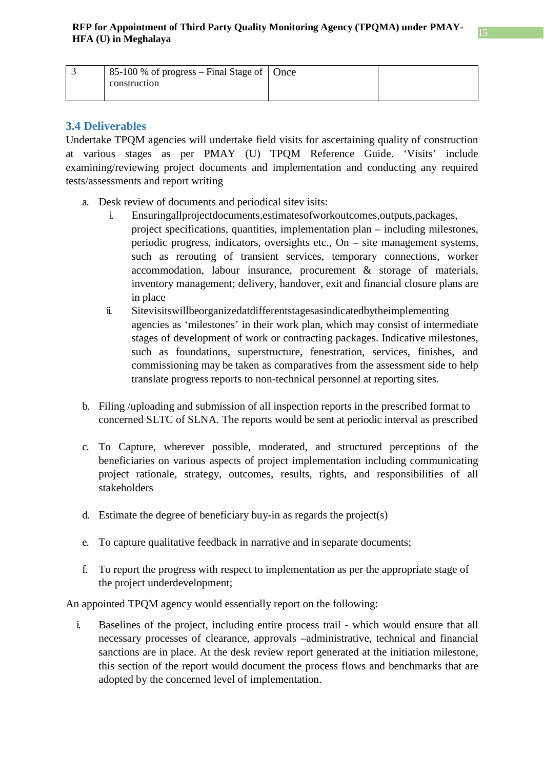| 3 | 85-100 % of progress – Final Stage of construction | Once | |
|---|---|---|---|

### 3.4 Deliverables

Undertake TPQM agencies will undertake field visits for ascertaining quality of construction at various stages as per PMAY (U) TPQM Reference Guide. 'Visits' include examining/reviewing project documents and implementation and conducting any required tests/assessments and report writing

a. Desk review of documents and periodical sitev isits:
   i. Ensuringallprojectdocuments,estimatesofworkoutcomes,outputs,packages, project specifications, quantities, implementation plan – including milestones, periodic progress, indicators, oversights etc., On – site management systems, such as rerouting of transient services, temporary connections, worker accommodation, labour insurance, procurement & storage of materials, inventory management; delivery, handover, exit and financial closure plans are in place
   ii. Sitevisitswillbeorganizedatdifferentstagesasindicatedbytheimplementing agencies as 'milestones' in their work plan, which may consist of intermediate stages of development of work or contracting packages. Indicative milestones, such as foundations, superstructure, fenestration, services, finishes, and commissioning may be taken as comparatives from the assessment side to help translate progress reports to non-technical personnel at reporting sites.

b. Filing /uploading and submission of all inspection reports in the prescribed format to concerned SLTC of SLNA. The reports would be sent at periodic interval as prescribed

c. To Capture, wherever possible, moderated, and structured perceptions of the beneficiaries on various aspects of project implementation including communicating project rationale, strategy, outcomes, results, rights, and responsibilities of all stakeholders

d. Estimate the degree of beneficiary buy-in as regards the project(s)

e. To capture qualitative feedback in narrative and in separate documents;

f. To report the progress with respect to implementation as per the appropriate stage of the project underdevelopment;

An appointed TPQM agency would essentially report on the following:

i. Baselines of the project, including entire process trail - which would ensure that all necessary processes of clearance, approvals –administrative, technical and financial sanctions are in place. At the desk review report generated at the initiation milestone, this section of the report would document the process flows and benchmarks that are adopted by the concerned level of implementation.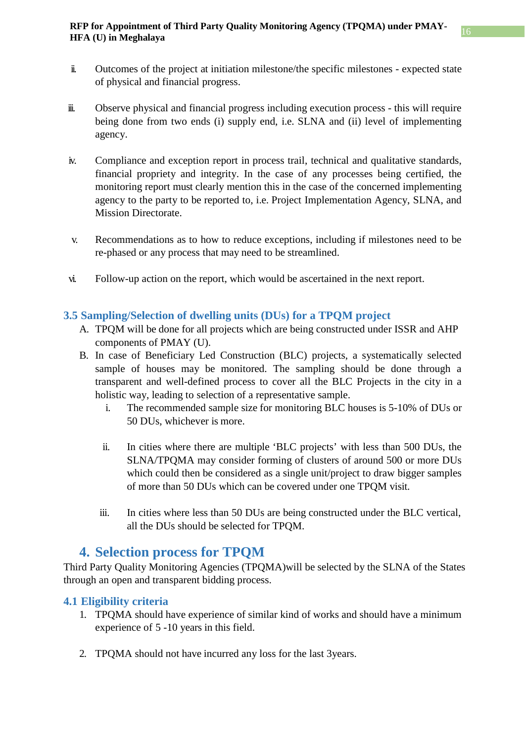ii. Outcomes of the project at initiation milestone/the specific milestones - expected state of physical and financial progress.

iii. Observe physical and financial progress including execution process - this will require being done from two ends (i) supply end, i.e. SLNA and (ii) level of implementing agency.

iv. Compliance and exception report in process trail, technical and qualitative standards, financial propriety and integrity. In the case of any processes being certified, the monitoring report must clearly mention this in the case of the concerned implementing agency to the party to be reported to, i.e. Project Implementation Agency, SLNA, and Mission Directorate.

v. Recommendations as to how to reduce exceptions, including if milestones need to be re-phased or any process that may need to be streamlined.

vi. Follow-up action on the report, which would be ascertained in the next report.

### 3.5 Sampling/Selection of dwelling units (DUs) for a TPQM project

A. TPQM will be done for all projects which are being constructed under ISSR and AHP components of PMAY (U).

B. In case of Beneficiary Led Construction (BLC) projects, a systematically selected sample of houses may be monitored. The sampling should be done through a transparent and well-defined process to cover all the BLC Projects in the city in a holistic way, leading to selection of a representative sample.

   i. The recommended sample size for monitoring BLC houses is 5-10% of DUs or 50 DUs, whichever is more.

   ii. In cities where there are multiple 'BLC projects' with less than 500 DUs, the SLNA/TPQMA may consider forming of clusters of around 500 or more DUs which could then be considered as a single unit/project to draw bigger samples of more than 50 DUs which can be covered under one TPQM visit.

   iii. In cities where less than 50 DUs are being constructed under the BLC vertical, all the DUs should be selected for TPQM.

## 4. Selection process for TPQM

Third Party Quality Monitoring Agencies (TPQMA)will be selected by the SLNA of the States through an open and transparent bidding process.

### 4.1 Eligibility criteria

1. TPQMA should have experience of similar kind of works and should have a minimum experience of 5 -10 years in this field.

2. TPQMA should not have incurred any loss for the last 3years.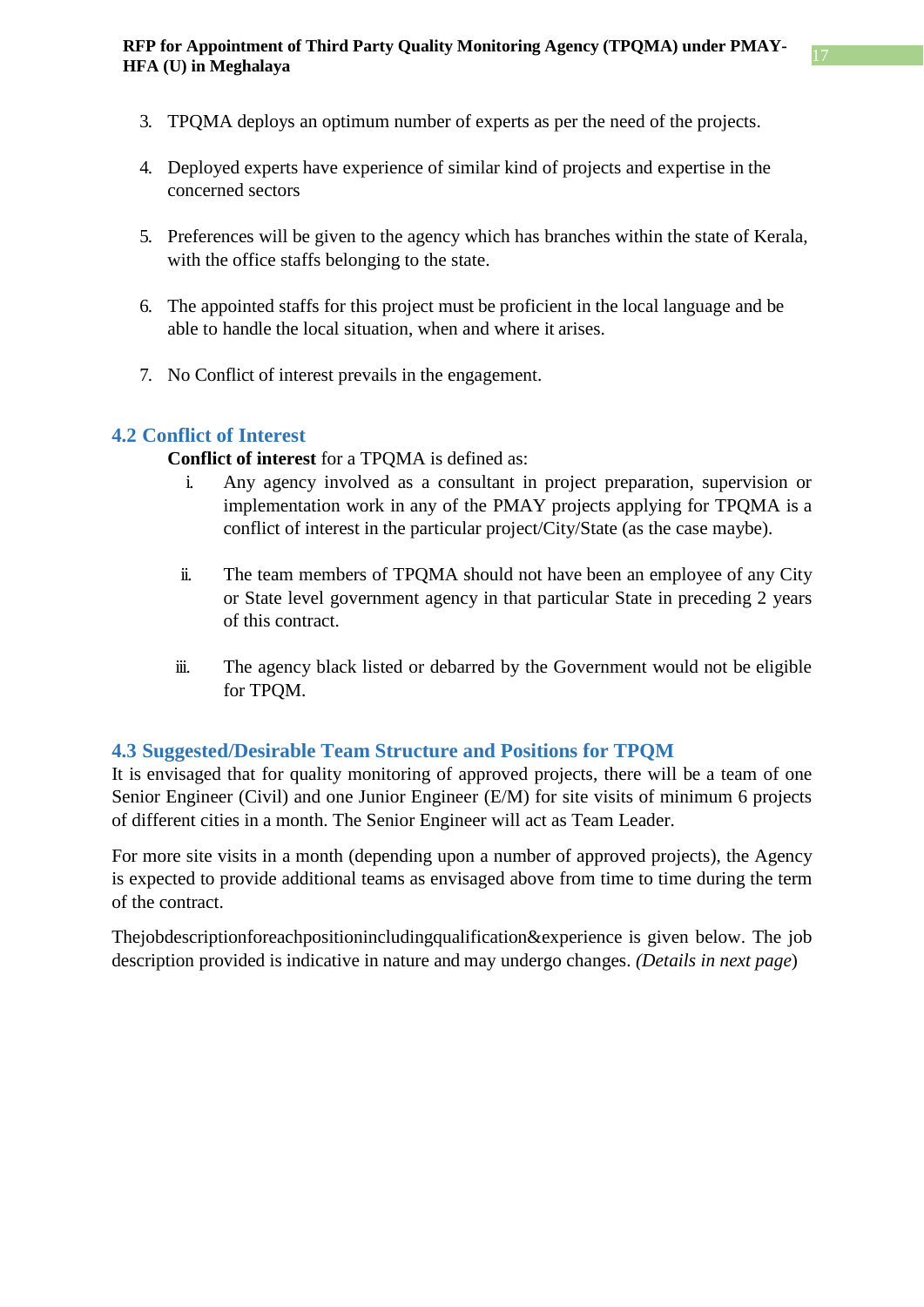3. TPQMA deploys an optimum number of experts as per the need of the projects.

4. Deployed experts have experience of similar kind of projects and expertise in the concerned sectors

5. Preferences will be given to the agency which has branches within the state of Kerala, with the office staffs belonging to the state.

6. The appointed staffs for this project must be proficient in the local language and be able to handle the local situation, when and where it arises.

7. No Conflict of interest prevails in the engagement.

## 4.2 Conflict of Interest

**Conflict of interest** for a TPQMA is defined as:

i. Any agency involved as a consultant in project preparation, supervision or implementation work in any of the PMAY projects applying for TPQMA is a conflict of interest in the particular project/City/State (as the case maybe).

ii. The team members of TPQMA should not have been an employee of any City or State level government agency in that particular State in preceding 2 years of this contract.

iii. The agency black listed or debarred by the Government would not be eligible for TPQM.

## 4.3 Suggested/Desirable Team Structure and Positions for TPQM

It is envisaged that for quality monitoring of approved projects, there will be a team of one Senior Engineer (Civil) and one Junior Engineer (E/M) for site visits of minimum 6 projects of different cities in a month. The Senior Engineer will act as Team Leader.

For more site visits in a month (depending upon a number of approved projects), the Agency is expected to provide additional teams as envisaged above from time to time during the term of the contract.

Thejobdescriptionforeachpositionincludingqualification&experience is given below. The job description provided is indicative in nature and may undergo changes. *(Details in next page*)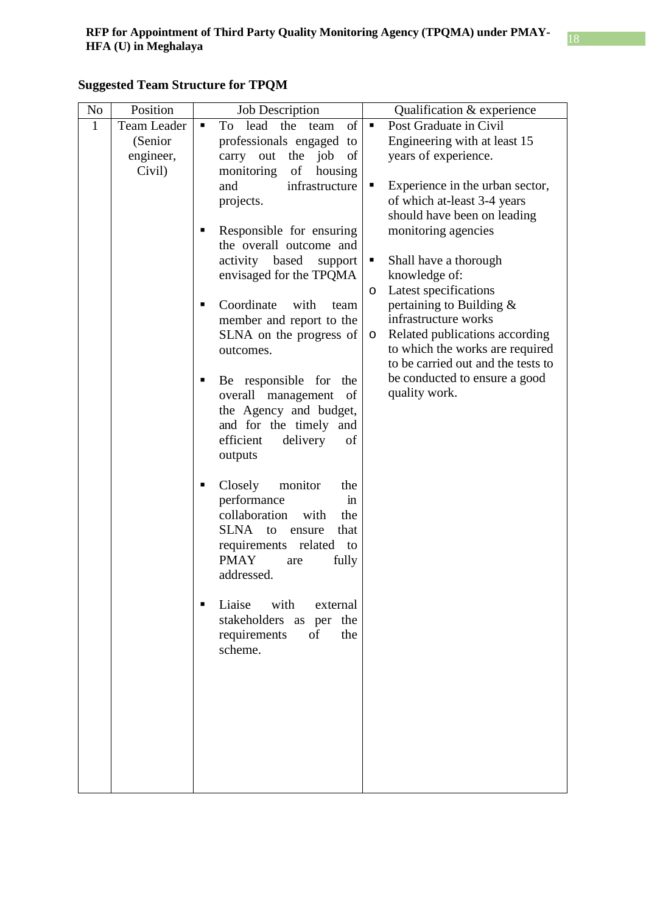**Suggested Team Structure for TPQM**

| No | Position | Job Description | Qualification & experience |
|---|---|---|---|
| 1 | Team Leader (Senior engineer, Civil) | ▪ To lead the team of professionals engaged to carry out the job of monitoring of housing and infrastructure projects.<br><br>▪ Responsible for ensuring the overall outcome and activity based support envisaged for the TPQMA<br><br>▪ Coordinate with team member and report to the SLNA on the progress of outcomes.<br><br>▪ Be responsible for the overall management of the Agency and budget, and for the timely and efficient delivery of outputs<br><br>▪ Closely monitor the performance in collaboration with the SLNA to ensure that requirements related to PMAY are fully addressed.<br><br>▪ Liaise with external stakeholders as per the requirements of the scheme. | ▪ Post Graduate in Civil Engineering with at least 15 years of experience.<br><br>▪ Experience in the urban sector, of which at-least 3-4 years should have been on leading monitoring agencies<br><br>▪ Shall have a thorough knowledge of:<br>o Latest specifications pertaining to Building & infrastructure works<br>o Related publications according to which the works are required to be carried out and the tests to be conducted to ensure a good quality work. |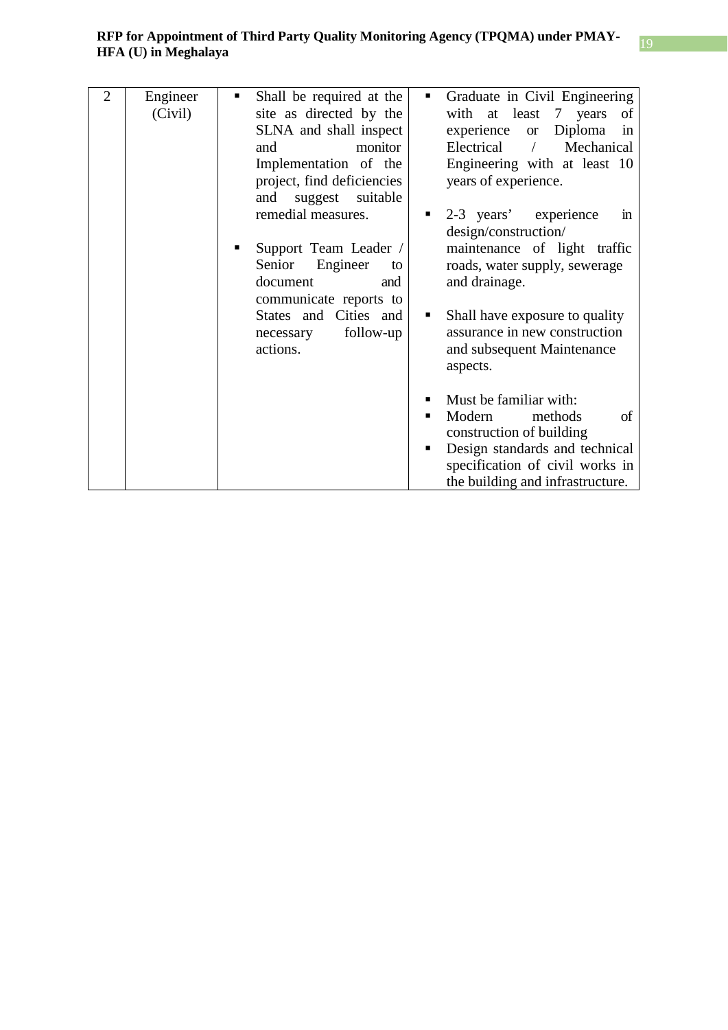| 2 | Engineer (Civil) | ▪ Shall be required at the site as directed by the SLNA and shall inspect and monitor Implementation of the project, find deficiencies and suggest suitable remedial measures.<br><br>▪ Support Team Leader / Senior Engineer to document and communicate reports to States and Cities and necessary follow-up actions. | ▪ Graduate in Civil Engineering with at least 7 years of experience or Diploma in Electrical / Mechanical Engineering with at least 10 years of experience.<br><br>▪ 2-3 years' experience in design/construction/ maintenance of light traffic roads, water supply, sewerage and drainage.<br><br>▪ Shall have exposure to quality assurance in new construction and subsequent Maintenance aspects.<br><br>▪ Must be familiar with:<br>▪ Modern methods of construction of building<br>▪ Design standards and technical specification of civil works in the building and infrastructure. |
|---|---|---|---|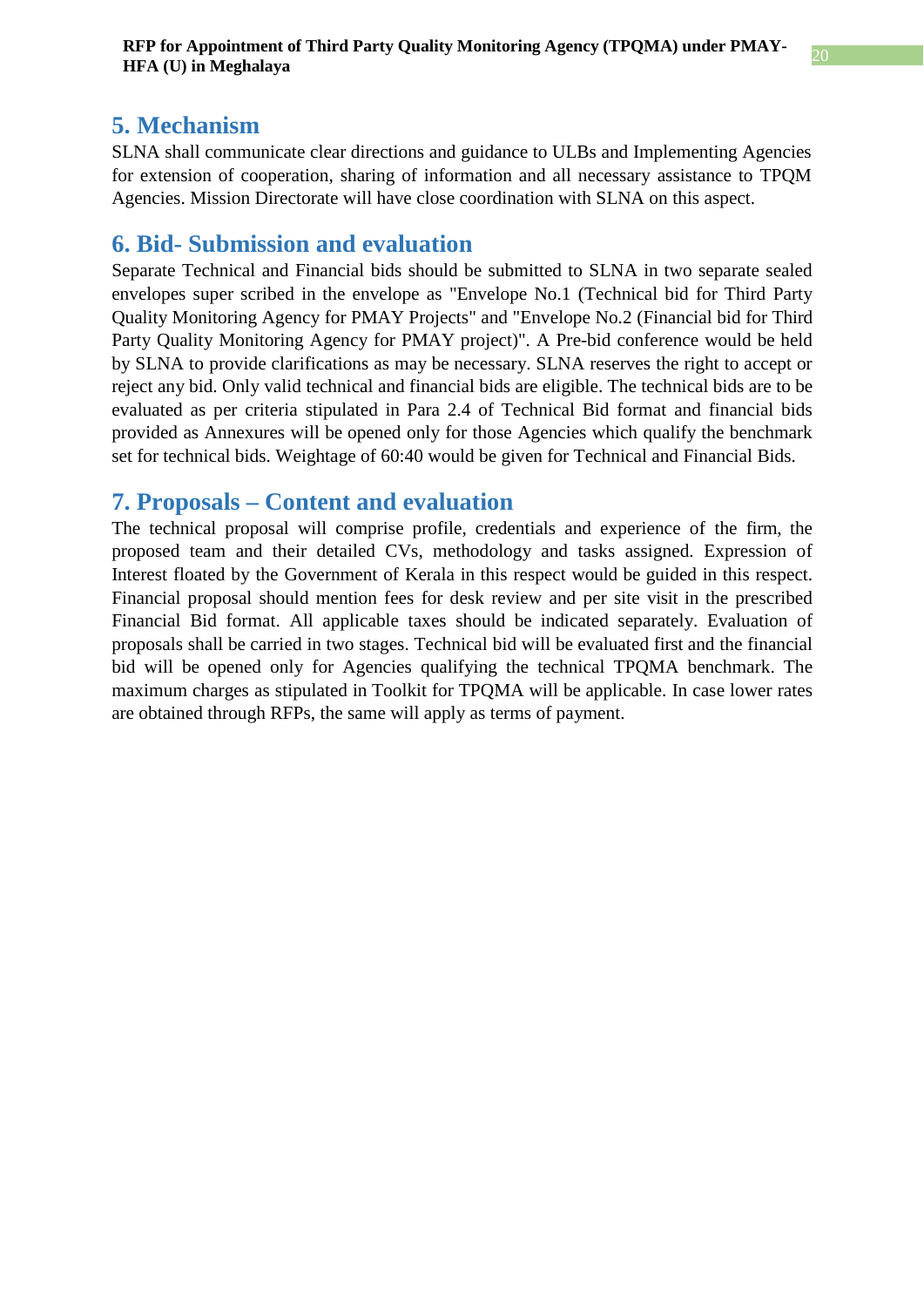## 5. Mechanism

SLNA shall communicate clear directions and guidance to ULBs and Implementing Agencies for extension of cooperation, sharing of information and all necessary assistance to TPQM Agencies. Mission Directorate will have close coordination with SLNA on this aspect.

## 6. Bid- Submission and evaluation

Separate Technical and Financial bids should be submitted to SLNA in two separate sealed envelopes super scribed in the envelope as "Envelope No.1 (Technical bid for Third Party Quality Monitoring Agency for PMAY Projects" and "Envelope No.2 (Financial bid for Third Party Quality Monitoring Agency for PMAY project)". A Pre-bid conference would be held by SLNA to provide clarifications as may be necessary. SLNA reserves the right to accept or reject any bid. Only valid technical and financial bids are eligible. The technical bids are to be evaluated as per criteria stipulated in Para 2.4 of Technical Bid format and financial bids provided as Annexures will be opened only for those Agencies which qualify the benchmark set for technical bids. Weightage of 60:40 would be given for Technical and Financial Bids.

## 7. Proposals – Content and evaluation

The technical proposal will comprise profile, credentials and experience of the firm, the proposed team and their detailed CVs, methodology and tasks assigned. Expression of Interest floated by the Government of Kerala in this respect would be guided in this respect. Financial proposal should mention fees for desk review and per site visit in the prescribed Financial Bid format. All applicable taxes should be indicated separately. Evaluation of proposals shall be carried in two stages. Technical bid will be evaluated first and the financial bid will be opened only for Agencies qualifying the technical TPQMA benchmark. The maximum charges as stipulated in Toolkit for TPQMA will be applicable. In case lower rates are obtained through RFPs, the same will apply as terms of payment.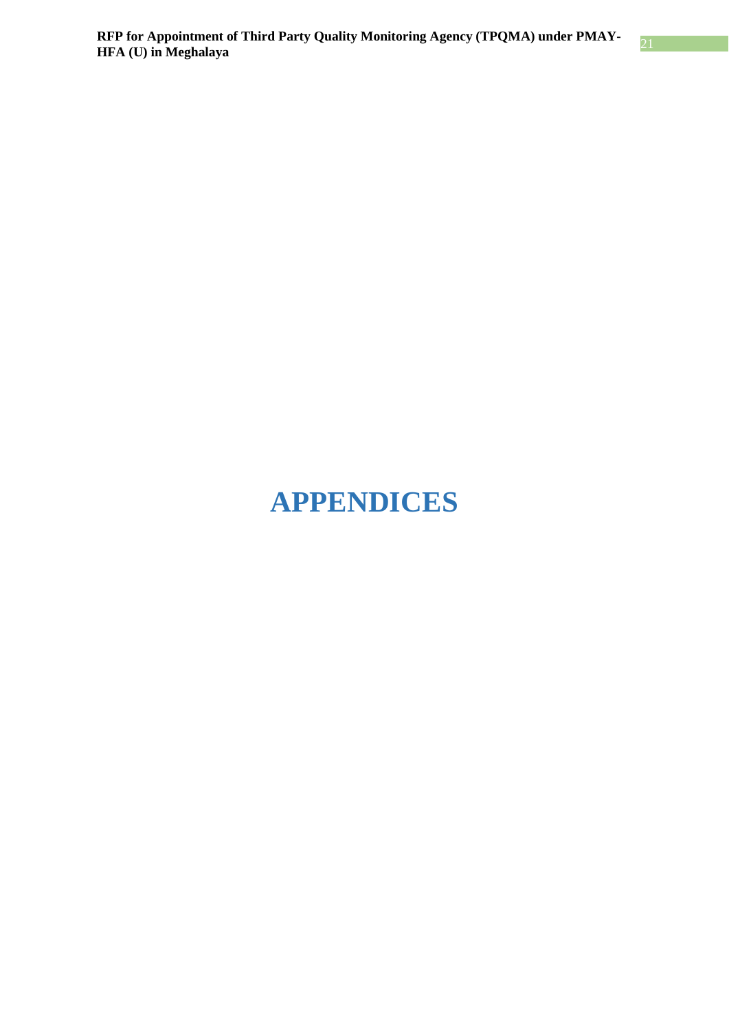# APPENDICES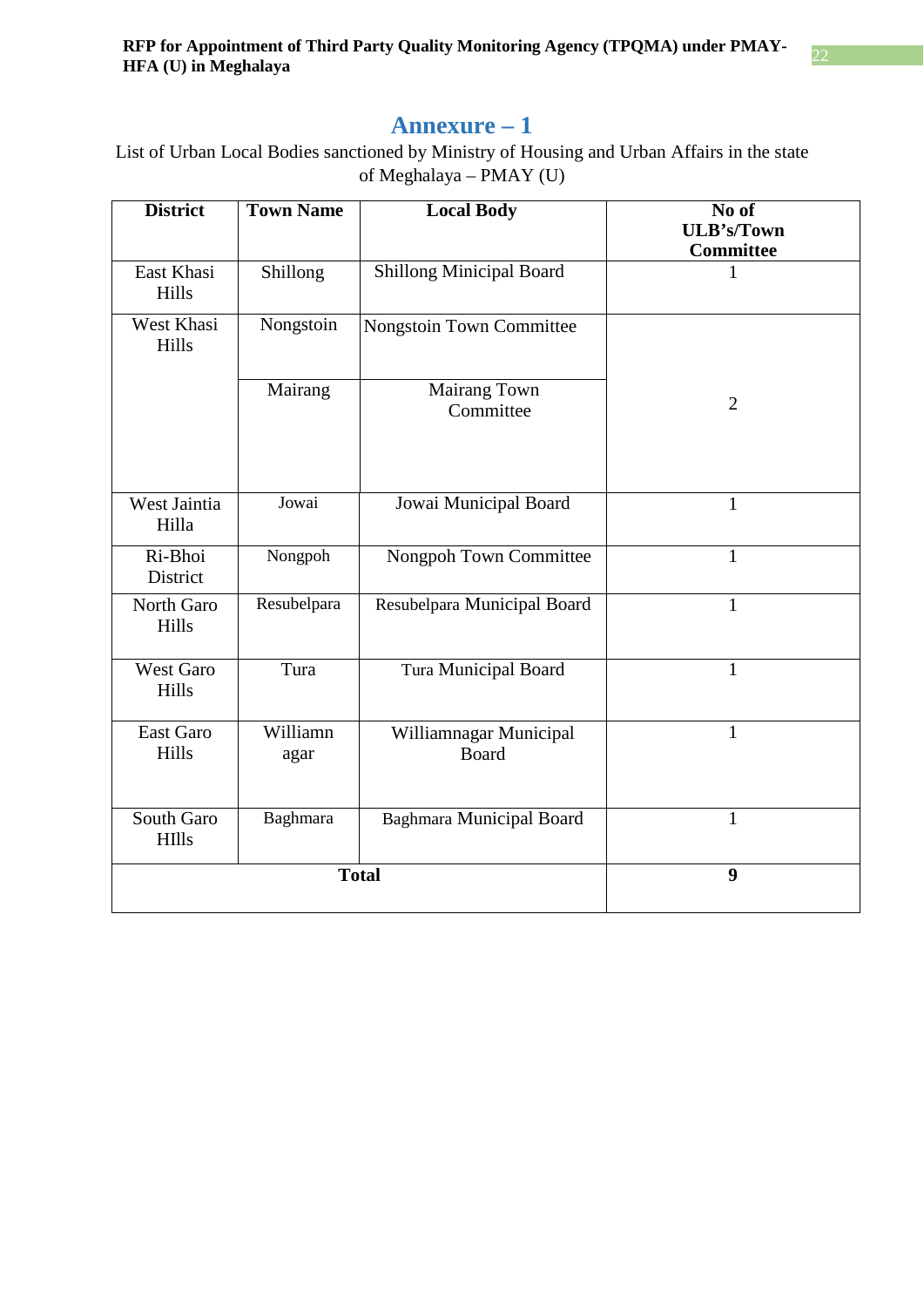# Annexure – 1

List of Urban Local Bodies sanctioned by Ministry of Housing and Urban Affairs in the state of Meghalaya – PMAY (U)

| District | Town Name | Local Body | No of ULB's/Town Committee |
|---|---|---|---|
| East Khasi Hills | Shillong | Shillong Minicipal Board | 1 |
| West Khasi Hills | Nongstoin | Nongstoin Town Committee | 2 |
| | Mairang | Mairang Town Committee | |
| West Jaintia Hilla | Jowai | Jowai Municipal Board | 1 |
| Ri-Bhoi District | Nongpoh | Nongpoh Town Committee | 1 |
| North Garo Hills | Resubelpara | Resubelpara Municipal Board | 1 |
| West Garo Hills | Tura | Tura Municipal Board | 1 |
| East Garo Hills | Williamn agar | Williamnagar Municipal Board | 1 |
| South Garo HIlls | Baghmara | Baghmara Municipal Board | 1 |
| **Total** | | | **9** |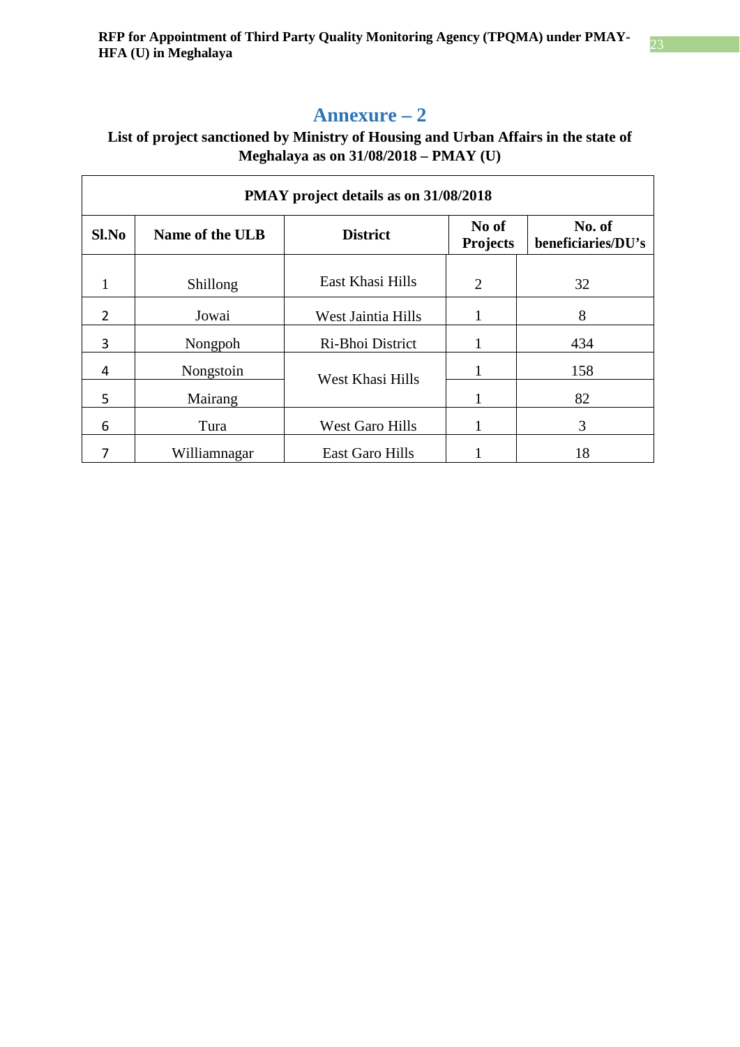# Annexure – 2

**List of project sanctioned by Ministry of Housing and Urban Affairs in the state of Meghalaya as on 31/08/2018 – PMAY (U)**

| PMAY project details as on 31/08/2018 | | | | |
|---|---|---|---|---|
| **Sl.No** | **Name of the ULB** | **District** | **No of Projects** | **No. of beneficiaries/DU's** |
| 1 | Shillong | East Khasi Hills | 2 | 32 |
| 2 | Jowai | West Jaintia Hills | 1 | 8 |
| 3 | Nongpoh | Ri-Bhoi District | 1 | 434 |
| 4 | Nongstoin | West Khasi Hills | 1 | 158 |
| 5 | Mairang | | 1 | 82 |
| 6 | Tura | West Garo Hills | 1 | 3 |
| 7 | Williamnagar | East Garo Hills | 1 | 18 |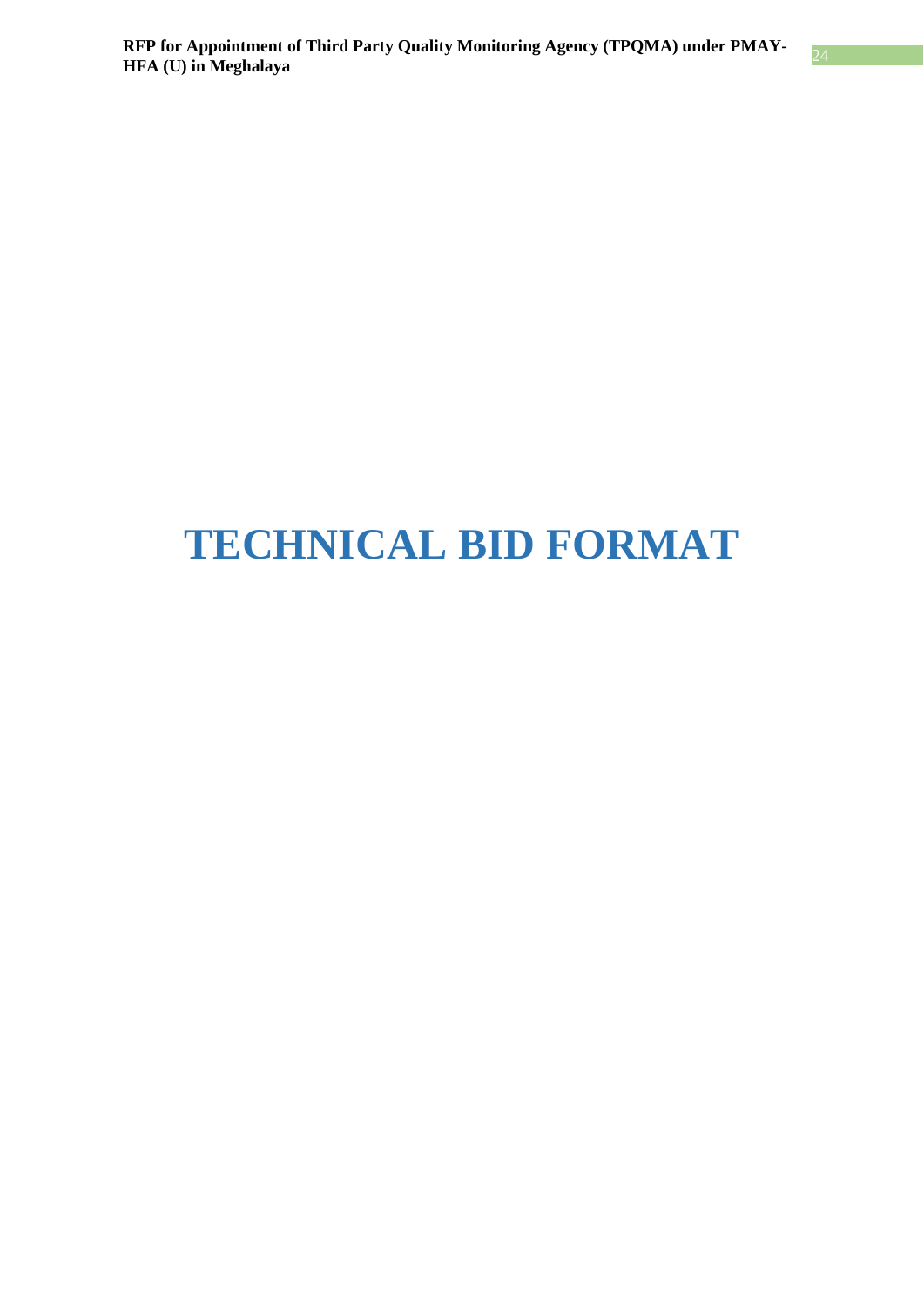# TECHNICAL BID FORMAT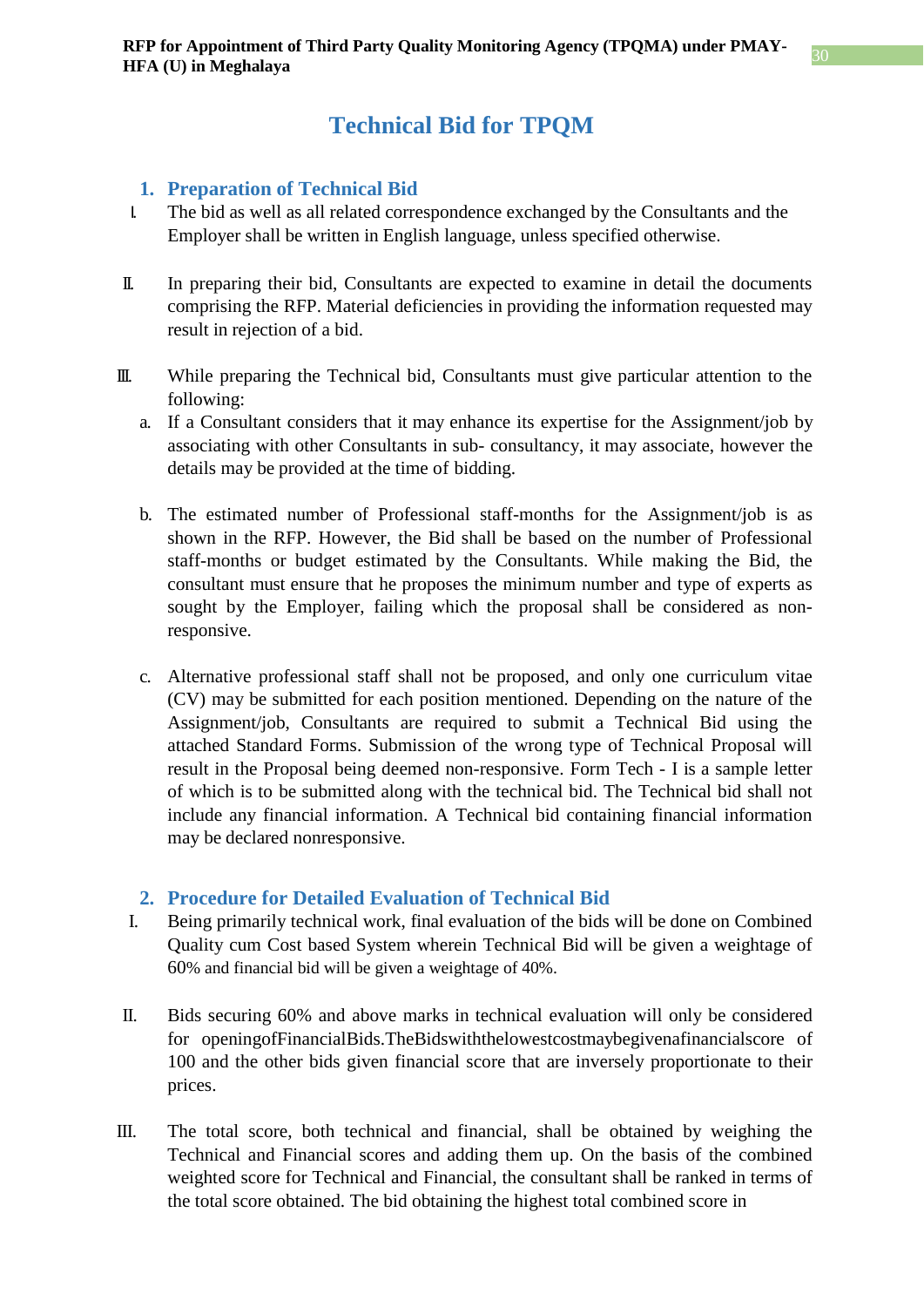# Technical Bid for TPQM

## 1. Preparation of Technical Bid

I. The bid as well as all related correspondence exchanged by the Consultants and the Employer shall be written in English language, unless specified otherwise.

II. In preparing their bid, Consultants are expected to examine in detail the documents comprising the RFP. Material deficiencies in providing the information requested may result in rejection of a bid.

III. While preparing the Technical bid, Consultants must give particular attention to the following:

a. If a Consultant considers that it may enhance its expertise for the Assignment/job by associating with other Consultants in sub- consultancy, it may associate, however the details may be provided at the time of bidding.

b. The estimated number of Professional staff-months for the Assignment/job is as shown in the RFP. However, the Bid shall be based on the number of Professional staff-months or budget estimated by the Consultants. While making the Bid, the consultant must ensure that he proposes the minimum number and type of experts as sought by the Employer, failing which the proposal shall be considered as non-responsive.

c. Alternative professional staff shall not be proposed, and only one curriculum vitae (CV) may be submitted for each position mentioned. Depending on the nature of the Assignment/job, Consultants are required to submit a Technical Bid using the attached Standard Forms. Submission of the wrong type of Technical Proposal will result in the Proposal being deemed non-responsive. Form Tech - I is a sample letter of which is to be submitted along with the technical bid. The Technical bid shall not include any financial information. A Technical bid containing financial information may be declared nonresponsive.

## 2. Procedure for Detailed Evaluation of Technical Bid

I. Being primarily technical work, final evaluation of the bids will be done on Combined Quality cum Cost based System wherein Technical Bid will be given a weightage of 60% and financial bid will be given a weightage of 40%.

II. Bids securing 60% and above marks in technical evaluation will only be considered for openingofFinancialBids.TheBidswiththelowestcostmaybegivenafinancialscore of 100 and the other bids given financial score that are inversely proportionate to their prices.

III. The total score, both technical and financial, shall be obtained by weighing the Technical and Financial scores and adding them up. On the basis of the combined weighted score for Technical and Financial, the consultant shall be ranked in terms of the total score obtained. The bid obtaining the highest total combined score in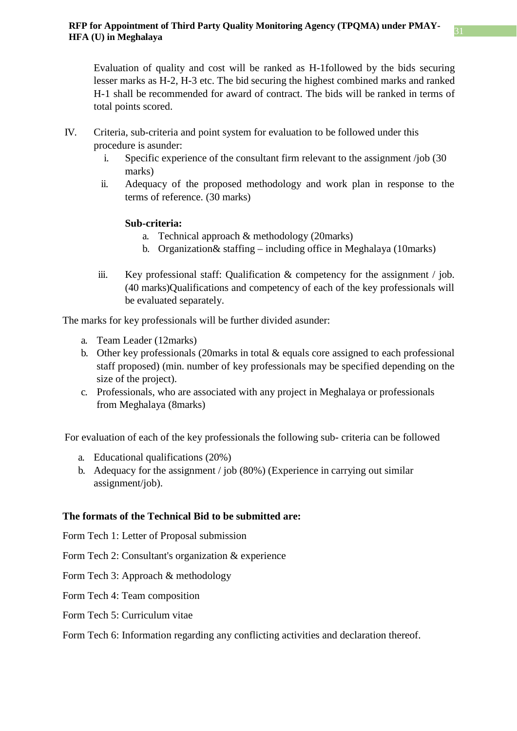Evaluation of quality and cost will be ranked as H-1followed by the bids securing lesser marks as H-2, H-3 etc. The bid securing the highest combined marks and ranked H-1 shall be recommended for award of contract. The bids will be ranked in terms of total points scored.

IV. Criteria, sub-criteria and point system for evaluation to be followed under this procedure is asunder:

  i. Specific experience of the consultant firm relevant to the assignment /job (30 marks)
  ii. Adequacy of the proposed methodology and work plan in response to the terms of reference. (30 marks)

     **Sub-criteria:**

     a. Technical approach & methodology (20marks)
     b. Organization& staffing – including office in Meghalaya (10marks)

  iii. Key professional staff: Qualification & competency for the assignment / job. (40 marks)Qualifications and competency of each of the key professionals will be evaluated separately.

The marks for key professionals will be further divided asunder:

a. Team Leader (12marks)
b. Other key professionals (20marks in total & equals core assigned to each professional staff proposed) (min. number of key professionals may be specified depending on the size of the project).
c. Professionals, who are associated with any project in Meghalaya or professionals from Meghalaya (8marks)

For evaluation of each of the key professionals the following sub- criteria can be followed

a. Educational qualifications (20%)
b. Adequacy for the assignment / job (80%) (Experience in carrying out similar assignment/job).

**The formats of the Technical Bid to be submitted are:**

Form Tech 1: Letter of Proposal submission

Form Tech 2: Consultant's organization & experience

Form Tech 3: Approach & methodology

Form Tech 4: Team composition

Form Tech 5: Curriculum vitae

Form Tech 6: Information regarding any conflicting activities and declaration thereof.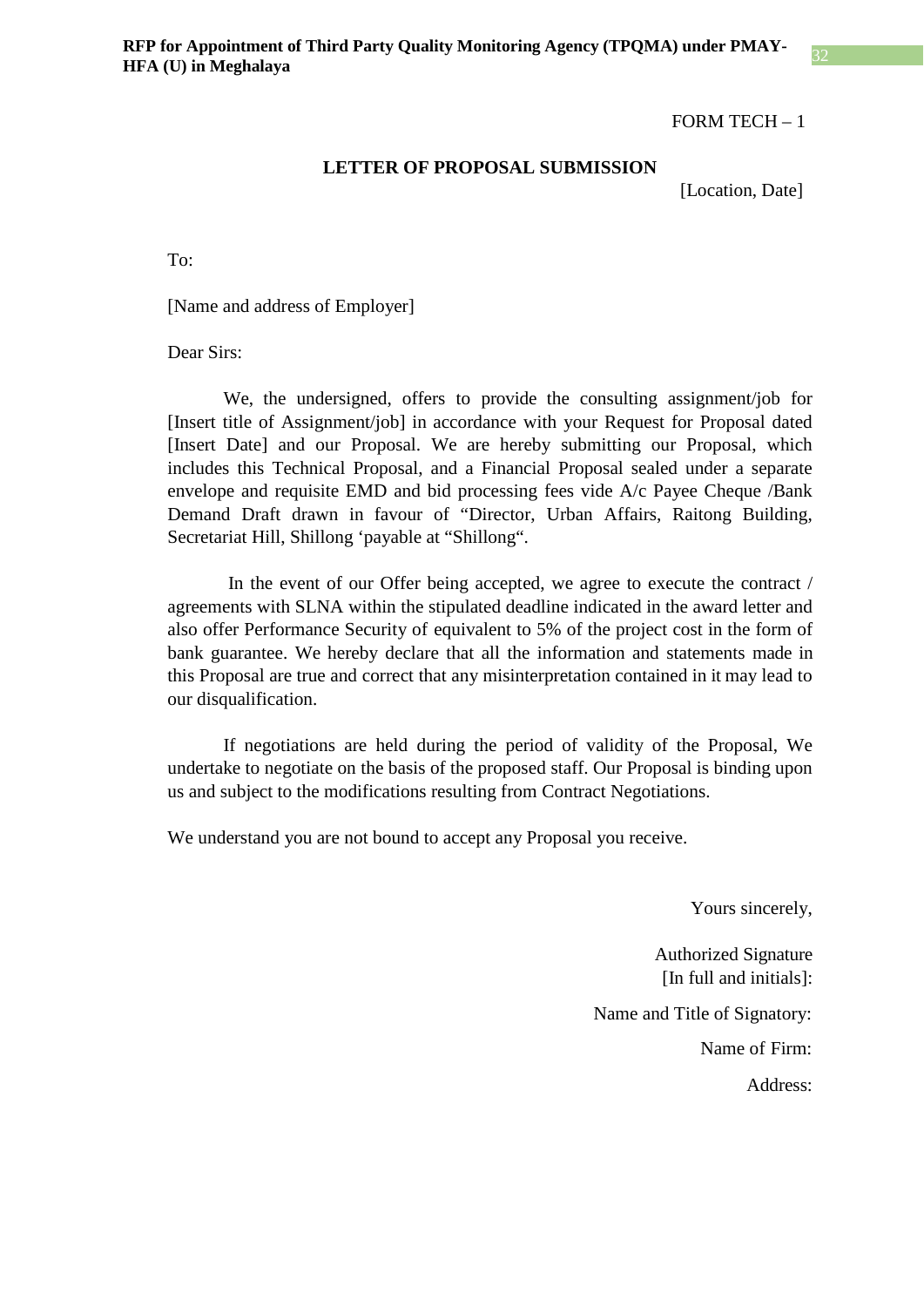FORM TECH – 1

## LETTER OF PROPOSAL SUBMISSION

[Location, Date]

To:

[Name and address of Employer]

Dear Sirs:

We, the undersigned, offers to provide the consulting assignment/job for [Insert title of Assignment/job] in accordance with your Request for Proposal dated [Insert Date] and our Proposal. We are hereby submitting our Proposal, which includes this Technical Proposal, and a Financial Proposal sealed under a separate envelope and requisite EMD and bid processing fees vide A/c Payee Cheque /Bank Demand Draft drawn in favour of "Director, Urban Affairs, Raitong Building, Secretariat Hill, Shillong 'payable at "Shillong".

In the event of our Offer being accepted, we agree to execute the contract / agreements with SLNA within the stipulated deadline indicated in the award letter and also offer Performance Security of equivalent to 5% of the project cost in the form of bank guarantee. We hereby declare that all the information and statements made in this Proposal are true and correct that any misinterpretation contained in it may lead to our disqualification.

If negotiations are held during the period of validity of the Proposal, We undertake to negotiate on the basis of the proposed staff. Our Proposal is binding upon us and subject to the modifications resulting from Contract Negotiations.

We understand you are not bound to accept any Proposal you receive.

Yours sincerely,

Authorized Signature
[In full and initials]:

Name and Title of Signatory:

Name of Firm:

Address: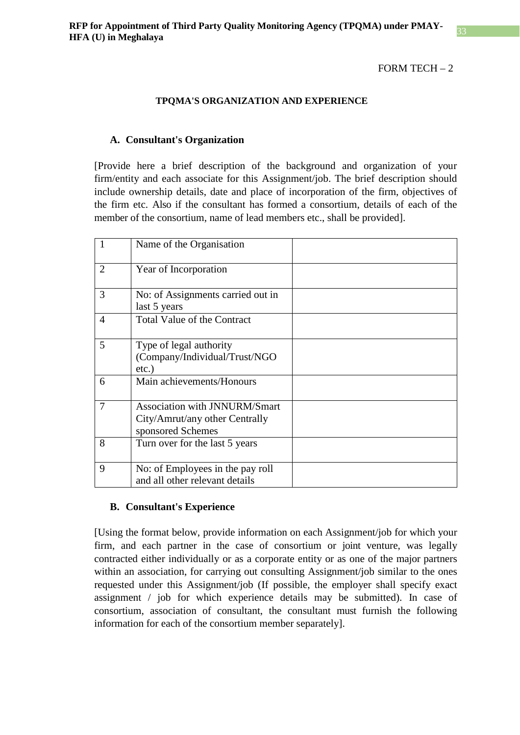FORM TECH – 2

**TPQMA'S ORGANIZATION AND EXPERIENCE**

### A. Consultant's Organization

[Provide here a brief description of the background and organization of your firm/entity and each associate for this Assignment/job. The brief description should include ownership details, date and place of incorporation of the firm, objectives of the firm etc. Also if the consultant has formed a consortium, details of each of the member of the consortium, name of lead members etc., shall be provided].

| | | |
|---|---|---|
| 1 | Name of the Organisation | |
| 2 | Year of Incorporation | |
| 3 | No: of Assignments carried out in last 5 years | |
| 4 | Total Value of the Contract | |
| 5 | Type of legal authority (Company/Individual/Trust/NGO etc.) | |
| 6 | Main achievements/Honours | |
| 7 | Association with JNNURM/Smart City/Amrut/any other Centrally sponsored Schemes | |
| 8 | Turn over for the last 5 years | |
| 9 | No: of Employees in the pay roll and all other relevant details | |

### B. Consultant's Experience

[Using the format below, provide information on each Assignment/job for which your firm, and each partner in the case of consortium or joint venture, was legally contracted either individually or as a corporate entity or as one of the major partners within an association, for carrying out consulting Assignment/job similar to the ones requested under this Assignment/job (If possible, the employer shall specify exact assignment / job for which experience details may be submitted). In case of consortium, association of consultant, the consultant must furnish the following information for each of the consortium member separately].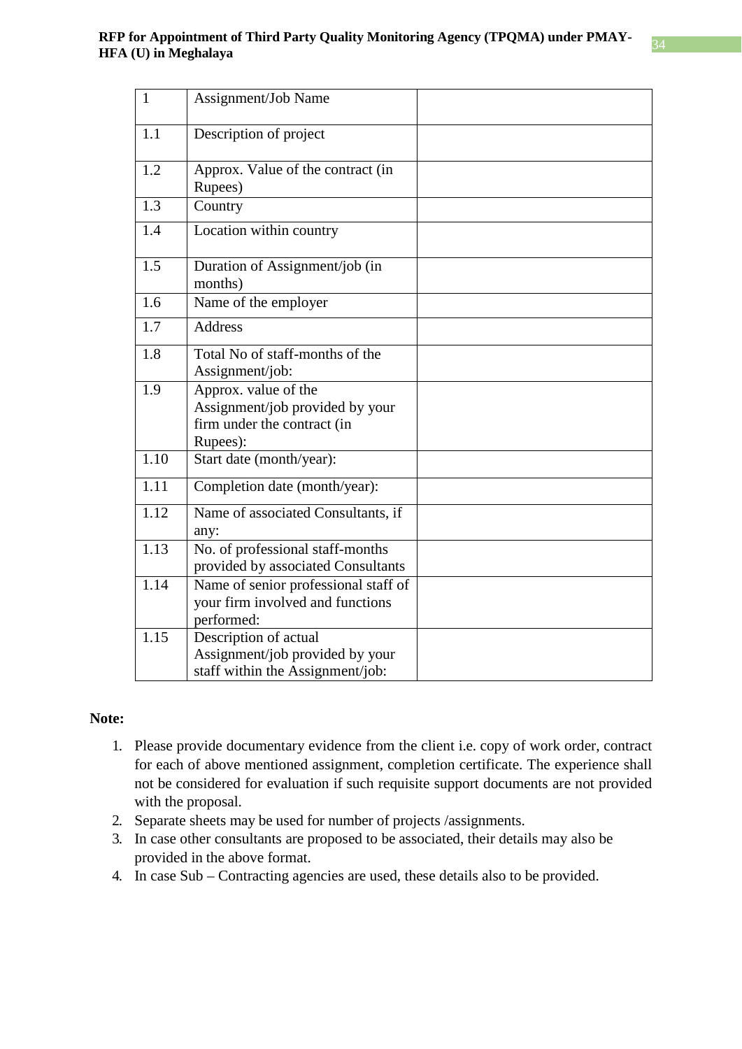| 1 | Assignment/Job Name | |
|---|---|---|
| 1.1 | Description of project | |
| 1.2 | Approx. Value of the contract (in Rupees) | |
| 1.3 | Country | |
| 1.4 | Location within country | |
| 1.5 | Duration of Assignment/job (in months) | |
| 1.6 | Name of the employer | |
| 1.7 | Address | |
| 1.8 | Total No of staff-months of the Assignment/job: | |
| 1.9 | Approx. value of the Assignment/job provided by your firm under the contract (in Rupees): | |
| 1.10 | Start date (month/year): | |
| 1.11 | Completion date (month/year): | |
| 1.12 | Name of associated Consultants, if any: | |
| 1.13 | No. of professional staff-months provided by associated Consultants | |
| 1.14 | Name of senior professional staff of your firm involved and functions performed: | |
| 1.15 | Description of actual Assignment/job provided by your staff within the Assignment/job: | |

**Note:**

1. Please provide documentary evidence from the client i.e. copy of work order, contract for each of above mentioned assignment, completion certificate. The experience shall not be considered for evaluation if such requisite support documents are not provided with the proposal.
2. Separate sheets may be used for number of projects /assignments.
3. In case other consultants are proposed to be associated, their details may also be provided in the above format.
4. In case Sub – Contracting agencies are used, these details also to be provided.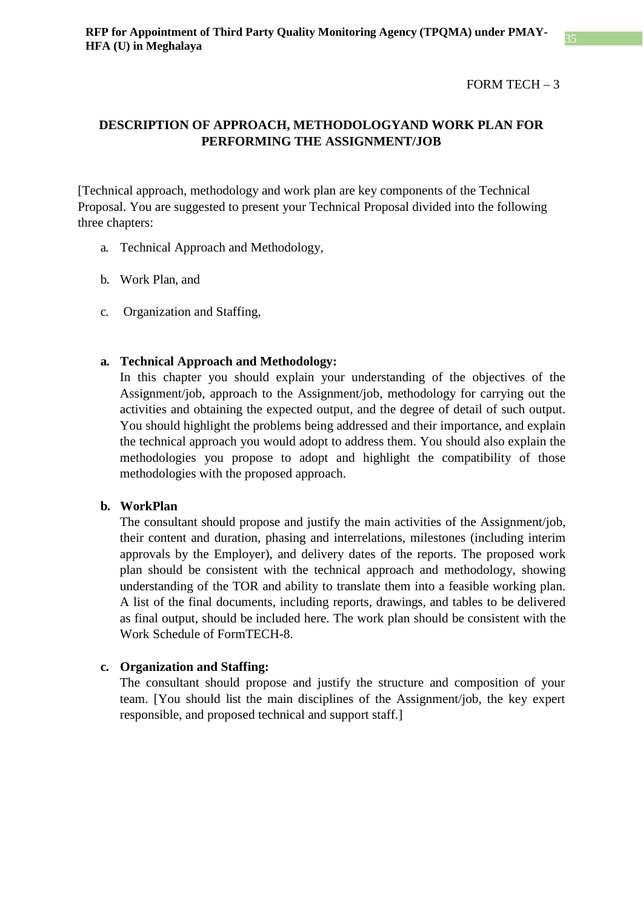FORM TECH – 3

## DESCRIPTION OF APPROACH, METHODOLOGYAND WORK PLAN FOR PERFORMING THE ASSIGNMENT/JOB

[Technical approach, methodology and work plan are key components of the Technical Proposal. You are suggested to present your Technical Proposal divided into the following three chapters:

a. Technical Approach and Methodology,

b. Work Plan, and

c. Organization and Staffing,

**a. Technical Approach and Methodology:**

In this chapter you should explain your understanding of the objectives of the Assignment/job, approach to the Assignment/job, methodology for carrying out the activities and obtaining the expected output, and the degree of detail of such output. You should highlight the problems being addressed and their importance, and explain the technical approach you would adopt to address them. You should also explain the methodologies you propose to adopt and highlight the compatibility of those methodologies with the proposed approach.

**b. WorkPlan**

The consultant should propose and justify the main activities of the Assignment/job, their content and duration, phasing and interrelations, milestones (including interim approvals by the Employer), and delivery dates of the reports. The proposed work plan should be consistent with the technical approach and methodology, showing understanding of the TOR and ability to translate them into a feasible working plan. A list of the final documents, including reports, drawings, and tables to be delivered as final output, should be included here. The work plan should be consistent with the Work Schedule of FormTECH-8.

**c. Organization and Staffing:**

The consultant should propose and justify the structure and composition of your team. [You should list the main disciplines of the Assignment/job, the key expert responsible, and proposed technical and support staff.]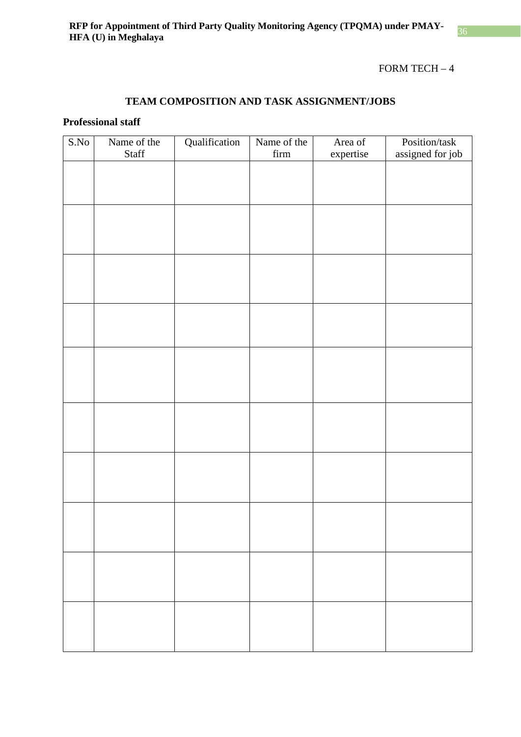FORM TECH – 4

## TEAM COMPOSITION AND TASK ASSIGNMENT/JOBS

**Professional staff**

| S.No | Name of the Staff | Qualification | Name of the firm | Area of expertise | Position/task assigned for job |
|---|---|---|---|---|---|
| | | | | | |
| | | | | | |
| | | | | | |
| | | | | | |
| | | | | | |
| | | | | | |
| | | | | | |
| | | | | | |
| | | | | | |
| | | | | | |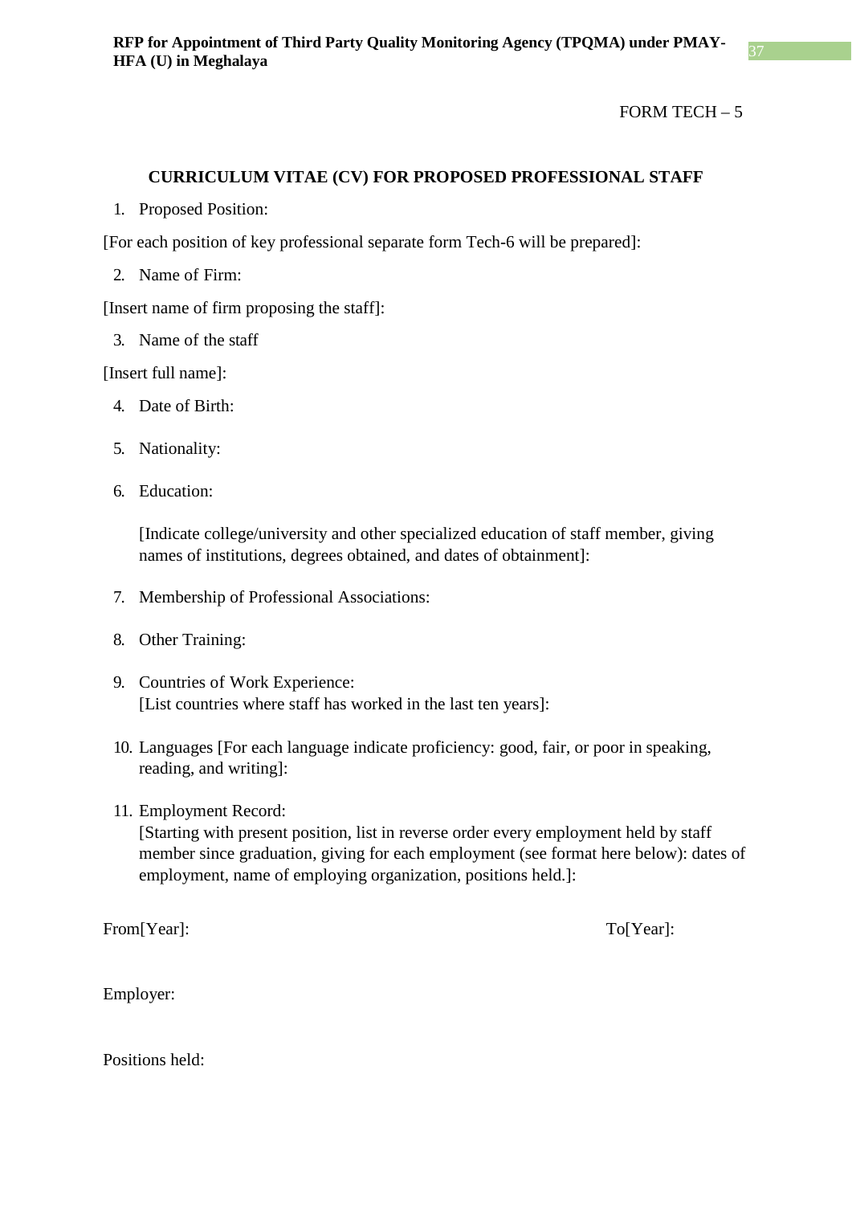FORM TECH – 5

### CURRICULUM VITAE (CV) FOR PROPOSED PROFESSIONAL STAFF

1. Proposed Position:

[For each position of key professional separate form Tech-6 will be prepared]:

2. Name of Firm:

[Insert name of firm proposing the staff]:

3. Name of the staff

[Insert full name]:

4. Date of Birth:

5. Nationality:

6. Education:

   [Indicate college/university and other specialized education of staff member, giving names of institutions, degrees obtained, and dates of obtainment]:

7. Membership of Professional Associations:

8. Other Training:

9. Countries of Work Experience:
   [List countries where staff has worked in the last ten years]:

10. Languages [For each language indicate proficiency: good, fair, or poor in speaking, reading, and writing]:

11. Employment Record:
    [Starting with present position, list in reverse order every employment held by staff member since graduation, giving for each employment (see format here below): dates of employment, name of employing organization, positions held.]:

From[Year]: To[Year]:

Employer:

Positions held: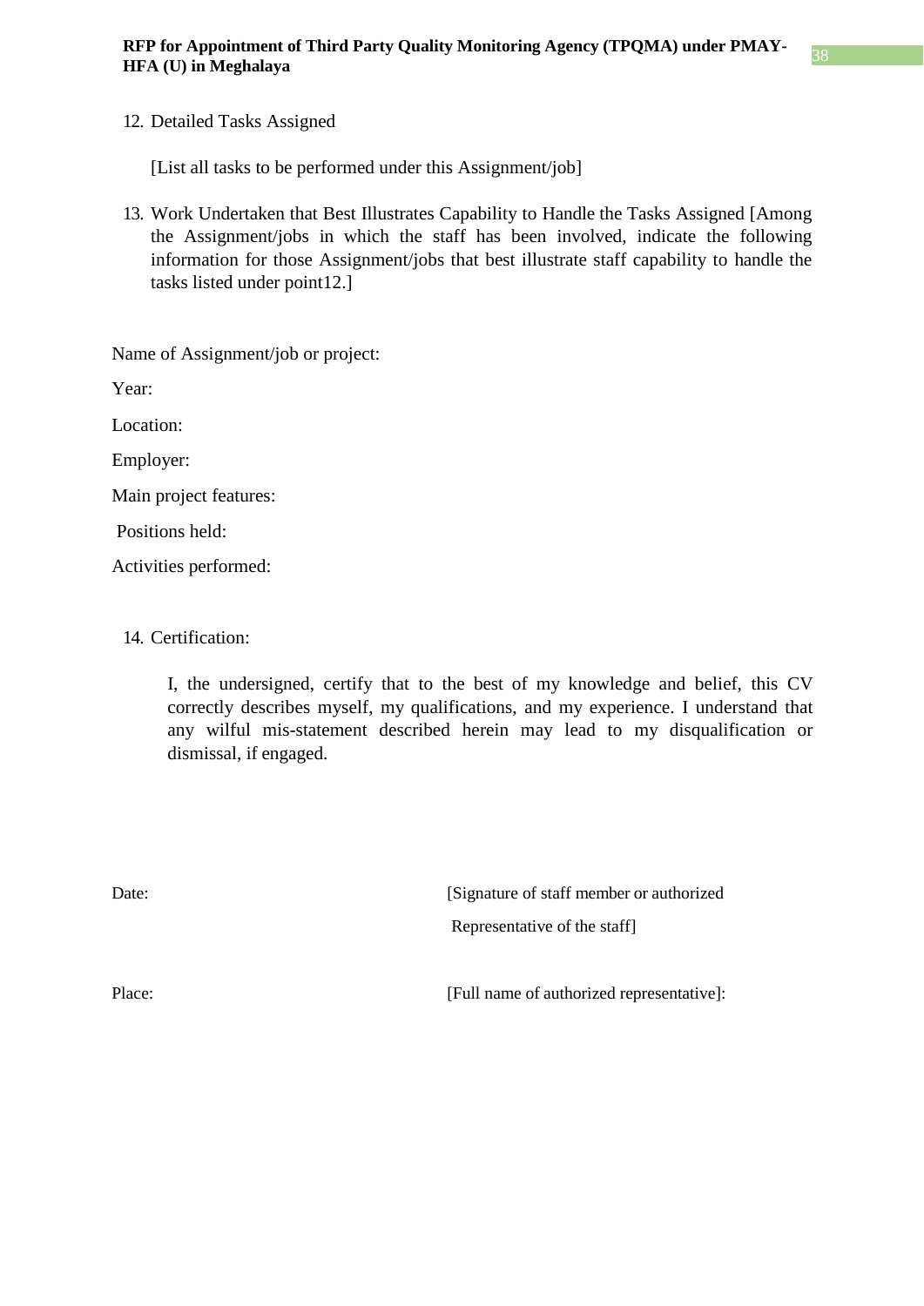12. Detailed Tasks Assigned

    [List all tasks to be performed under this Assignment/job]

13. Work Undertaken that Best Illustrates Capability to Handle the Tasks Assigned [Among the Assignment/jobs in which the staff has been involved, indicate the following information for those Assignment/jobs that best illustrate staff capability to handle the tasks listed under point12.]

Name of Assignment/job or project:

Year:

Location:

Employer:

Main project features:

Positions held:

Activities performed:

14. Certification:

    I, the undersigned, certify that to the best of my knowledge and belief, this CV correctly describes myself, my qualifications, and my experience. I understand that any wilful mis-statement described herein may lead to my disqualification or dismissal, if engaged.

Date: [Signature of staff member or authorized Representative of the staff]

Place: [Full name of authorized representative]: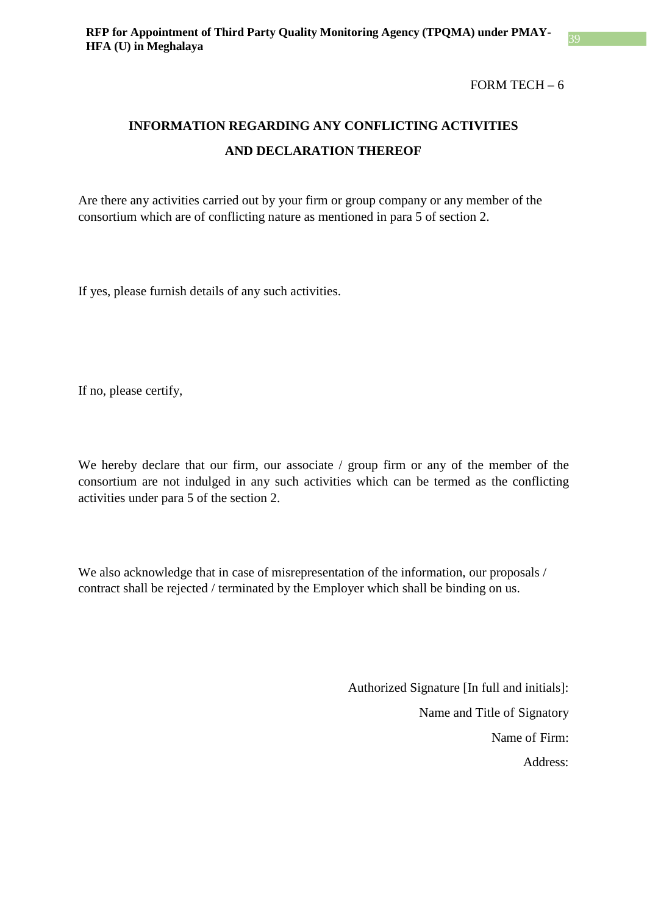FORM TECH – 6

## INFORMATION REGARDING ANY CONFLICTING ACTIVITIES AND DECLARATION THEREOF

Are there any activities carried out by your firm or group company or any member of the consortium which are of conflicting nature as mentioned in para 5 of section 2.

If yes, please furnish details of any such activities.

If no, please certify,

We hereby declare that our firm, our associate / group firm or any of the member of the consortium are not indulged in any such activities which can be termed as the conflicting activities under para 5 of the section 2.

We also acknowledge that in case of misrepresentation of the information, our proposals / contract shall be rejected / terminated by the Employer which shall be binding on us.

Authorized Signature [In full and initials]:

Name and Title of Signatory

Name of Firm:

Address: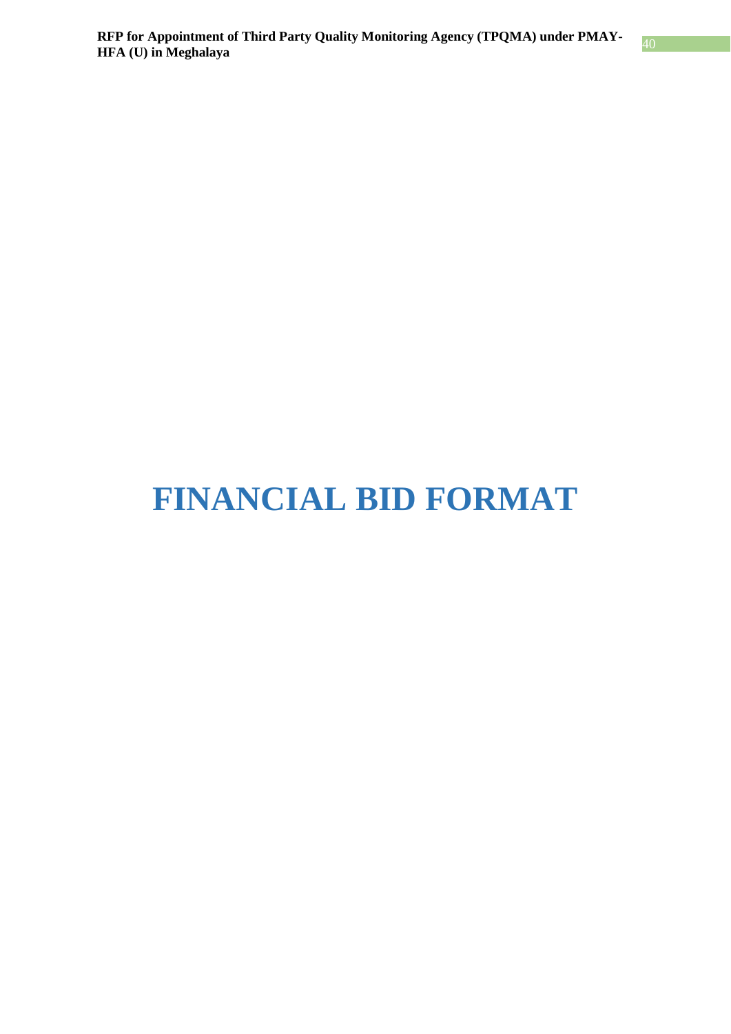# FINANCIAL BID FORMAT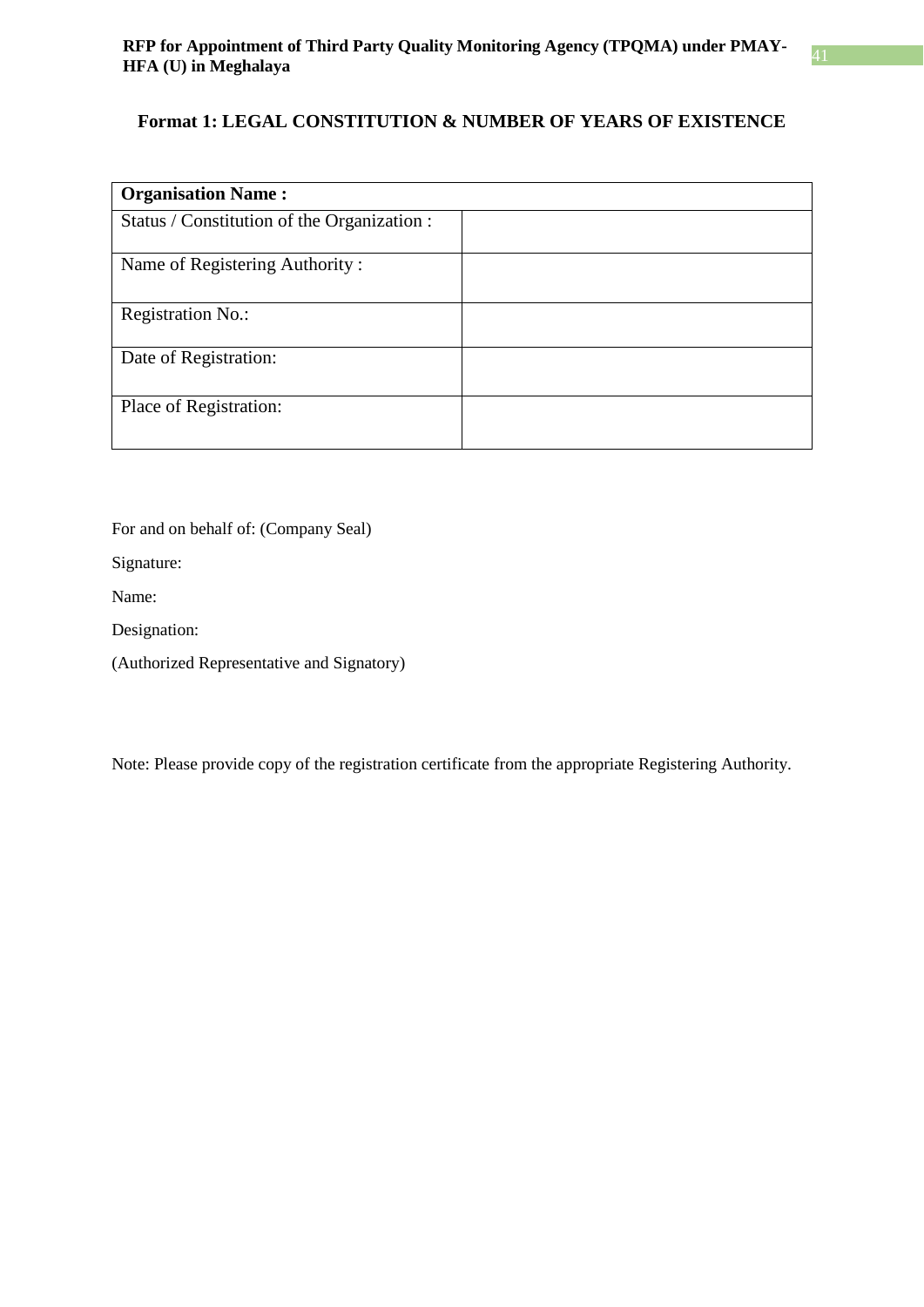### Format 1: LEGAL CONSTITUTION & NUMBER OF YEARS OF EXISTENCE

| **Organisation Name :** | |
|---|---|
| Status / Constitution of the Organization : | |
| Name of Registering Authority : | |
| Registration No.: | |
| Date of Registration: | |
| Place of Registration: | |

For and on behalf of: (Company Seal)

Signature:

Name:

Designation:

(Authorized Representative and Signatory)

Note: Please provide copy of the registration certificate from the appropriate Registering Authority.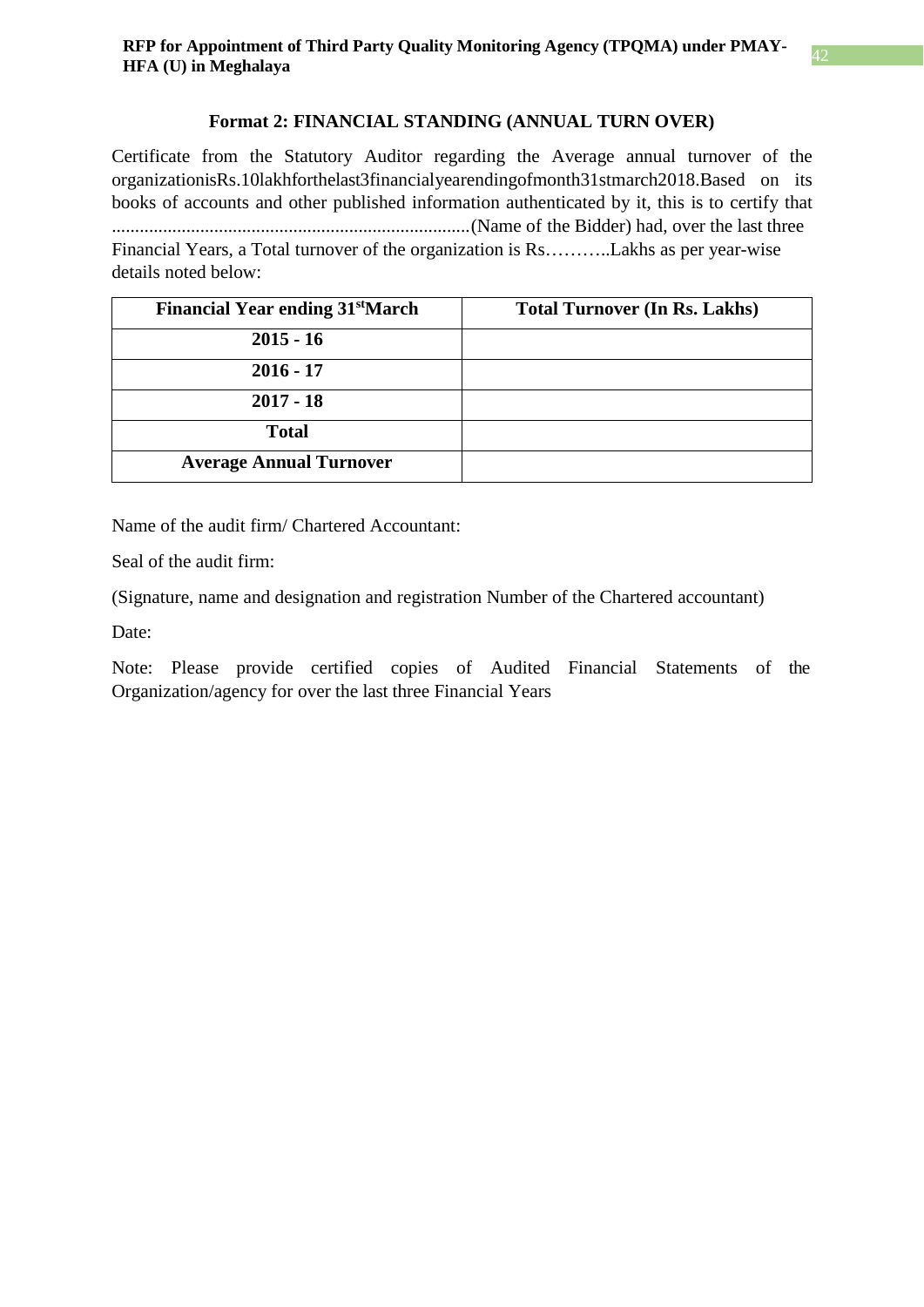### Format 2: FINANCIAL STANDING (ANNUAL TURN OVER)

Certificate from the Statutory Auditor regarding the Average annual turnover of the organizationisRs.10lakhforthelast3financialyearendingofmonth31stmarch2018.Based on its books of accounts and other published information authenticated by it, this is to certify that .............................................................................(Name of the Bidder) had, over the last three Financial Years, a Total turnover of the organization is Rs………..Lakhs as per year-wise details noted below:

| Financial Year ending 31st March | Total Turnover (In Rs. Lakhs) |
|---|---|
| 2015 - 16 | |
| 2016 - 17 | |
| 2017 - 18 | |
| Total | |
| Average Annual Turnover | |

Name of the audit firm/ Chartered Accountant:

Seal of the audit firm:

(Signature, name and designation and registration Number of the Chartered accountant)

Date:

Note: Please provide certified copies of Audited Financial Statements of the Organization/agency for over the last three Financial Years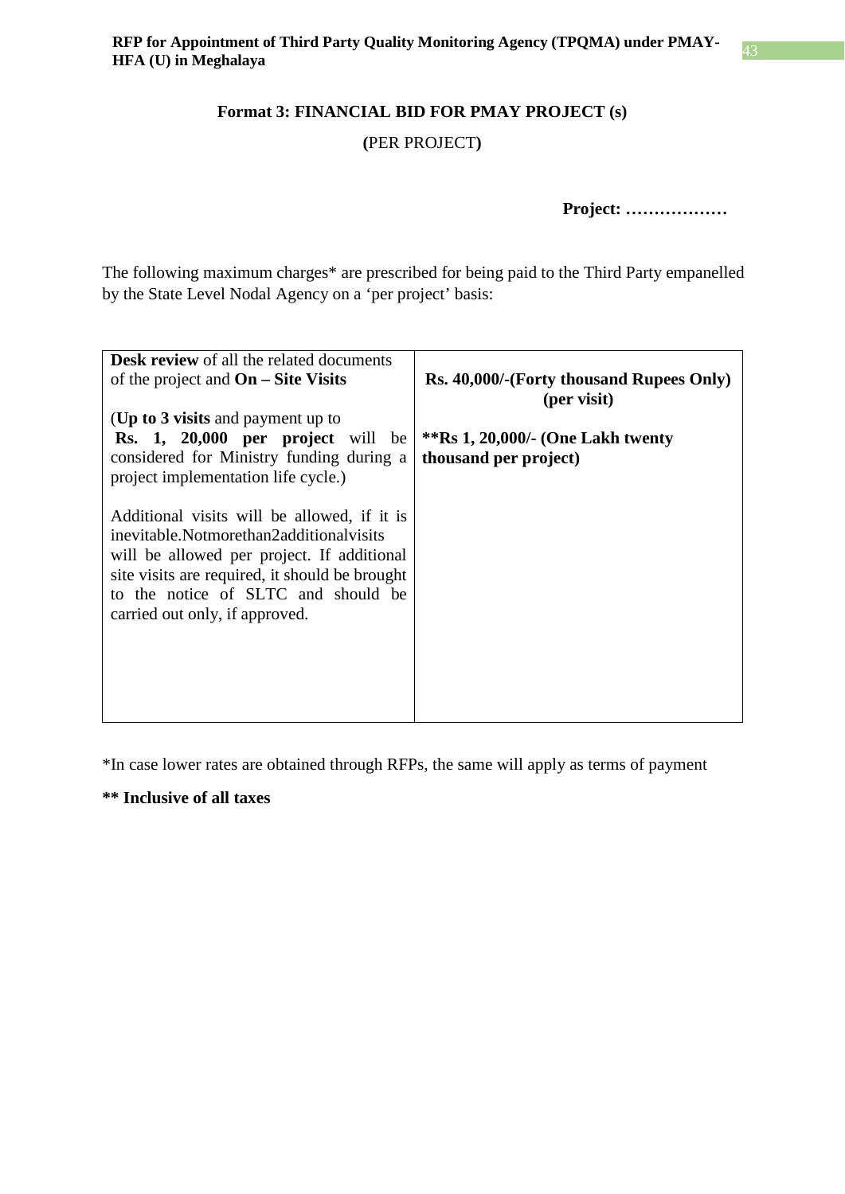### Format 3: FINANCIAL BID FOR PMAY PROJECT (s)

**(**PER PROJECT**)**

**Project: ………………**

The following maximum charges* are prescribed for being paid to the Third Party empanelled by the State Level Nodal Agency on a 'per project' basis:

| | |
|---|---|
| **Desk review** of all the related documents of the project and **On – Site Visits**<br><br>(**Up to 3 visits** and payment up to **Rs. 1, 20,000 per project** will be considered for Ministry funding during a project implementation life cycle.)<br><br>Additional visits will be allowed, if it is inevitable.Notmorethan2additionalvisits will be allowed per project. If additional site visits are required, it should be brought to the notice of SLTC and should be carried out only, if approved. | **Rs. 40,000/-(Forty thousand Rupees Only) (per visit)**<br><br>**\*\*Rs 1, 20,000/- (One Lakh twenty thousand per project)** |

*In case lower rates are obtained through RFPs, the same will apply as terms of payment

**\*\* Inclusive of all taxes**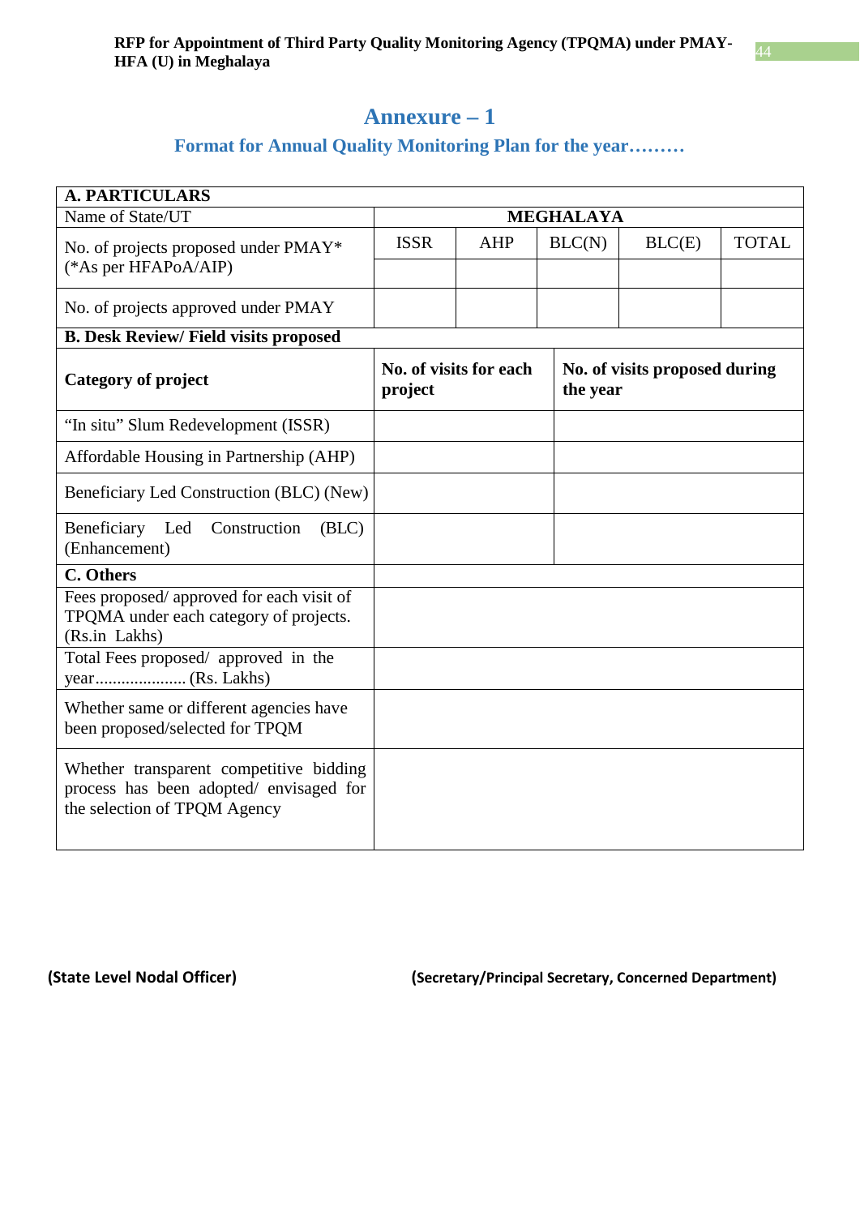# Annexure – 1

## Format for Annual Quality Monitoring Plan for the year………

| **A. PARTICULARS** | | | | | |
|---|---|---|---|---|---|
| Name of State/UT | **MEGHALAYA** | | | | |
| No. of projects proposed under PMAY* (*As per HFAPoA/AIP) | ISSR | AHP | BLC(N) | BLC(E) | TOTAL |
| | | | | | |
| No. of projects approved under PMAY | | | | | |

| **B. Desk Review/ Field visits proposed** | | |
|---|---|---|
| **Category of project** | **No. of visits for each project** | **No. of visits proposed during the year** |
| "In situ" Slum Redevelopment (ISSR) | | |
| Affordable Housing in Partnership (AHP) | | |
| Beneficiary Led Construction (BLC) (New) | | |
| Beneficiary Led Construction (BLC) (Enhancement) | | |

| **C. Others** | |
|---|---|
| Fees proposed/ approved for each visit of TPQMA under each category of projects. (Rs.in Lakhs) | |
| Total Fees proposed/ approved in the year..................... (Rs. Lakhs) | |
| Whether same or different agencies have been proposed/selected for TPQM | |
| Whether transparent competitive bidding process has been adopted/ envisaged for the selection of TPQM Agency | |

**(State Level Nodal Officer)**

**(Secretary/Principal Secretary, Concerned Department)**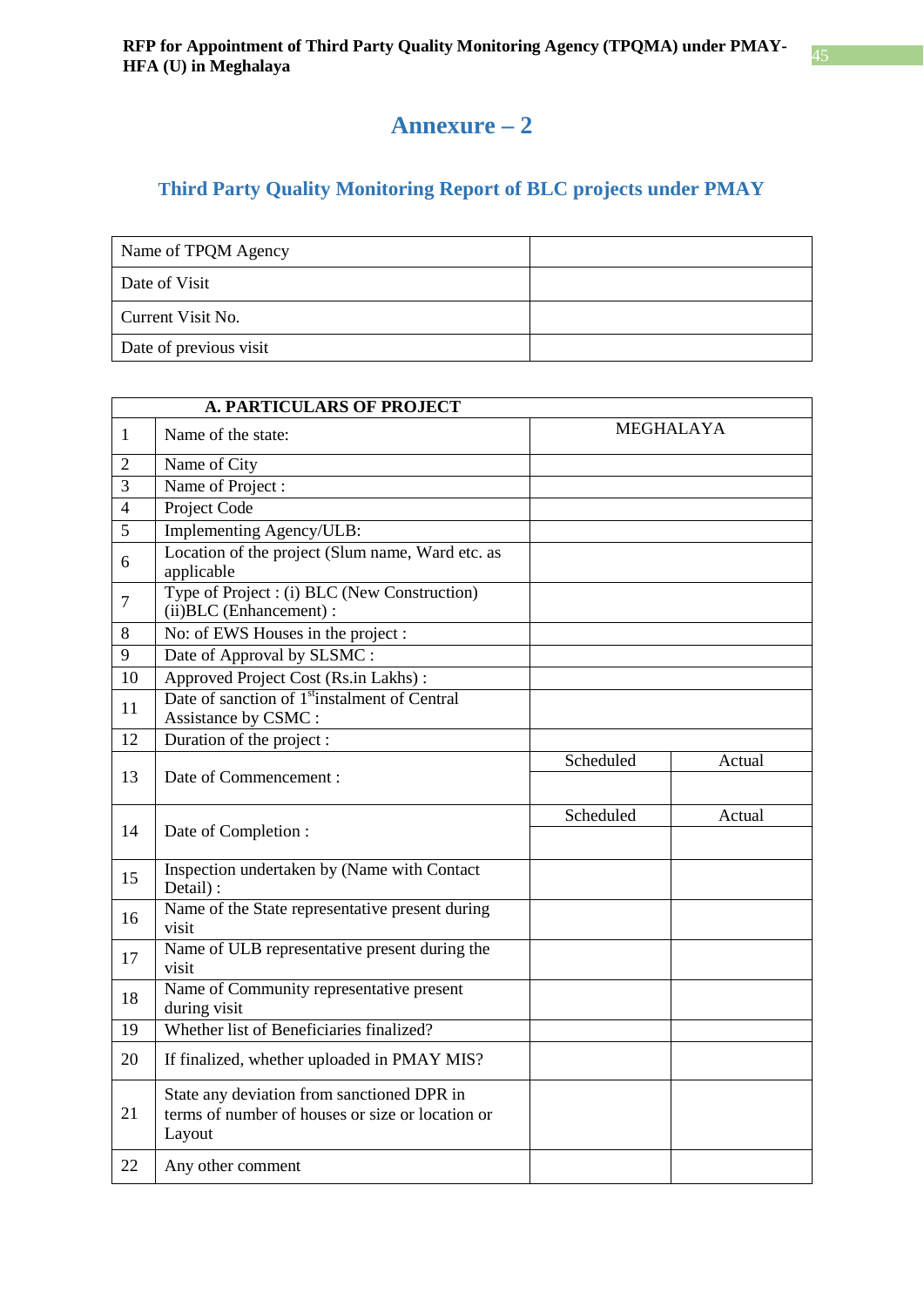# Annexure – 2

## Third Party Quality Monitoring Report of BLC projects under PMAY

| Name of TPQM Agency | |
|---|---|
| Date of Visit | |
| Current Visit No. | |
| Date of previous visit | |

| A. PARTICULARS OF PROJECT | | | |
|---|---|---|---|
| 1 | Name of the state: | MEGHALAYA | |
| 2 | Name of City | | |
| 3 | Name of Project : | | |
| 4 | Project Code | | |
| 5 | Implementing Agency/ULB: | | |
| 6 | Location of the project (Slum name, Ward etc. as applicable | | |
| 7 | Type of Project : (i) BLC (New Construction) (ii)BLC (Enhancement) : | | |
| 8 | No: of EWS Houses in the project : | | |
| 9 | Date of Approval by SLSMC : | | |
| 10 | Approved Project Cost (Rs.in Lakhs) : | | |
| 11 | Date of sanction of 1st instalment of Central Assistance by CSMC : | | |
| 12 | Duration of the project : | | |
| 13 | Date of Commencement : | Scheduled | Actual |
| | | | |
| 14 | Date of Completion : | Scheduled | Actual |
| | | | |
| 15 | Inspection undertaken by (Name with Contact Detail) : | | |
| 16 | Name of the State representative present during visit | | |
| 17 | Name of ULB representative present during the visit | | |
| 18 | Name of Community representative present during visit | | |
| 19 | Whether list of Beneficiaries finalized? | | |
| 20 | If finalized, whether uploaded in PMAY MIS? | | |
| 21 | State any deviation from sanctioned DPR in terms of number of houses or size or location or Layout | | |
| 22 | Any other comment | | |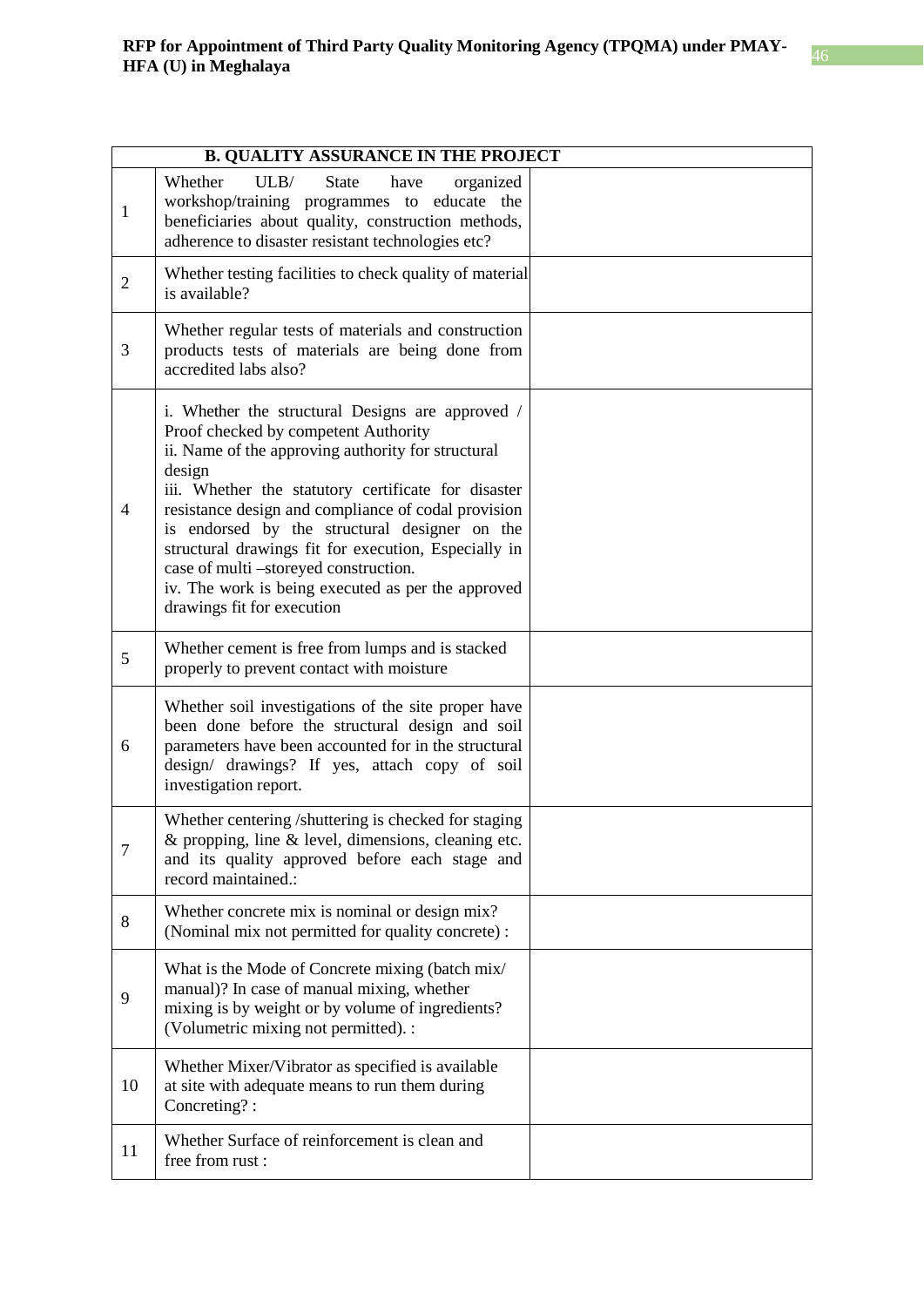| B. QUALITY ASSURANCE IN THE PROJECT | | |
|---|---|---|
| 1 | Whether ULB/ State have organized workshop/training programmes to educate the beneficiaries about quality, construction methods, adherence to disaster resistant technologies etc? | |
| 2 | Whether testing facilities to check quality of material is available? | |
| 3 | Whether regular tests of materials and construction products tests of materials are being done from accredited labs also? | |
| 4 | i. Whether the structural Designs are approved / Proof checked by competent Authority<br>ii. Name of the approving authority for structural design<br>iii. Whether the statutory certificate for disaster resistance design and compliance of codal provision is endorsed by the structural designer on the structural drawings fit for execution, Especially in case of multi –storeyed construction.<br>iv. The work is being executed as per the approved drawings fit for execution | |
| 5 | Whether cement is free from lumps and is stacked properly to prevent contact with moisture | |
| 6 | Whether soil investigations of the site proper have been done before the structural design and soil parameters have been accounted for in the structural design/ drawings? If yes, attach copy of soil investigation report. | |
| 7 | Whether centering /shuttering is checked for staging & propping, line & level, dimensions, cleaning etc. and its quality approved before each stage and record maintained.: | |
| 8 | Whether concrete mix is nominal or design mix? (Nominal mix not permitted for quality concrete) : | |
| 9 | What is the Mode of Concrete mixing (batch mix/ manual)? In case of manual mixing, whether mixing is by weight or by volume of ingredients? (Volumetric mixing not permitted). : | |
| 10 | Whether Mixer/Vibrator as specified is available at site with adequate means to run them during Concreting? : | |
| 11 | Whether Surface of reinforcement is clean and free from rust : | |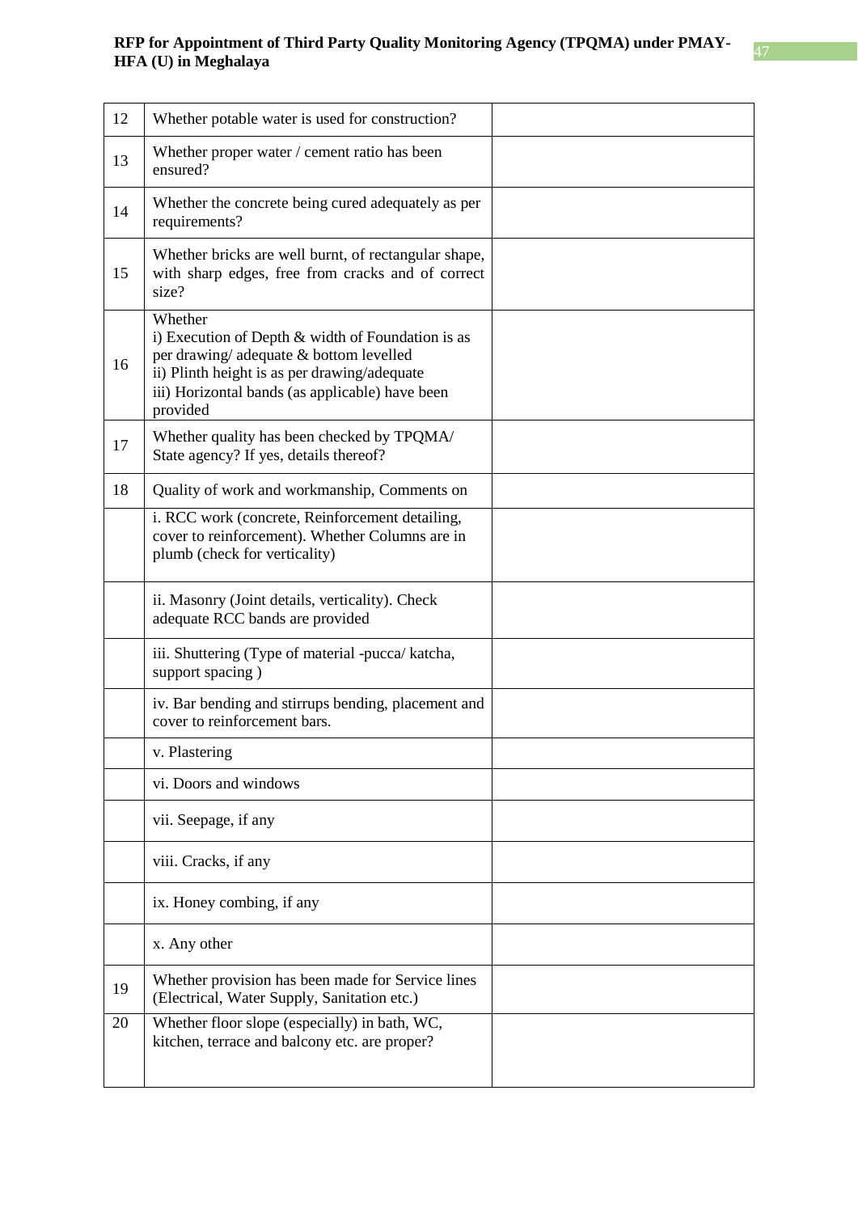| 12 | Whether potable water is used for construction? | |
|---|---|---|
| 13 | Whether proper water / cement ratio has been ensured? | |
| 14 | Whether the concrete being cured adequately as per requirements? | |
| 15 | Whether bricks are well burnt, of rectangular shape, with sharp edges, free from cracks and of correct size? | |
| 16 | Whether<br>i) Execution of Depth & width of Foundation is as per drawing/ adequate & bottom levelled<br>ii) Plinth height is as per drawing/adequate<br>iii) Horizontal bands (as applicable) have been provided | |
| 17 | Whether quality has been checked by TPQMA/ State agency? If yes, details thereof? | |
| 18 | Quality of work and workmanship, Comments on | |
| | i. RCC work (concrete, Reinforcement detailing, cover to reinforcement). Whether Columns are in plumb (check for verticality) | |
| | ii. Masonry (Joint details, verticality). Check adequate RCC bands are provided | |
| | iii. Shuttering (Type of material -pucca/ katcha, support spacing ) | |
| | iv. Bar bending and stirrups bending, placement and cover to reinforcement bars. | |
| | v. Plastering | |
| | vi. Doors and windows | |
| | vii. Seepage, if any | |
| | viii. Cracks, if any | |
| | ix. Honey combing, if any | |
| | x. Any other | |
| 19 | Whether provision has been made for Service lines (Electrical, Water Supply, Sanitation etc.) | |
| 20 | Whether floor slope (especially) in bath, WC, kitchen, terrace and balcony etc. are proper? | |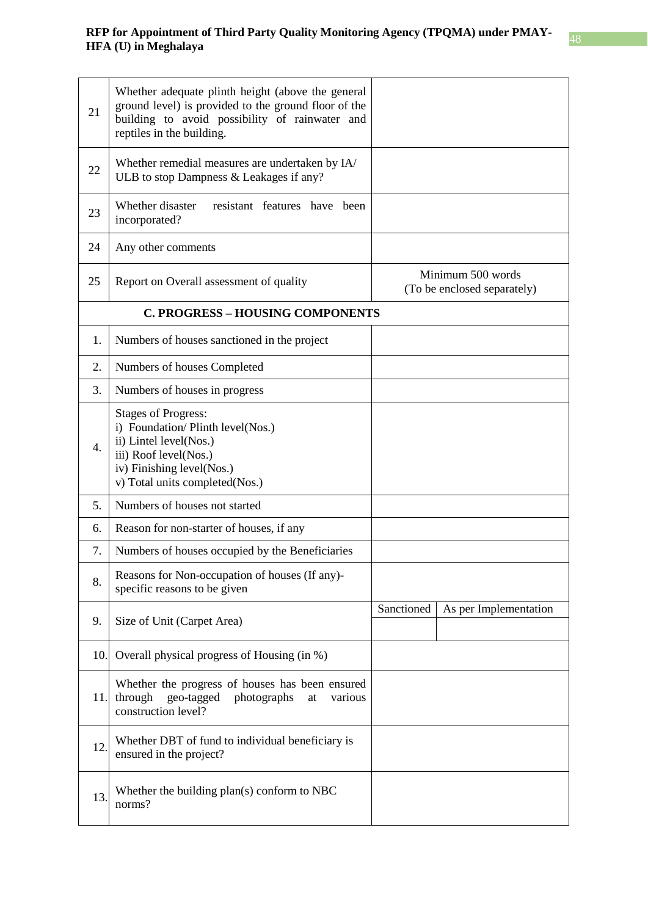| | | | |
|---|---|---|---|
| 21 | Whether adequate plinth height (above the general ground level) is provided to the ground floor of the building to avoid possibility of rainwater and reptiles in the building. | | |
| 22 | Whether remedial measures are undertaken by IA/ ULB to stop Dampness & Leakages if any? | | |
| 23 | Whether disaster resistant features have been incorporated? | | |
| 24 | Any other comments | | |
| 25 | Report on Overall assessment of quality | Minimum 500 words (To be enclosed separately) | |
| | **C. PROGRESS – HOUSING COMPONENTS** | | |
| 1. | Numbers of houses sanctioned in the project | | |
| 2. | Numbers of houses Completed | | |
| 3. | Numbers of houses in progress | | |
| 4. | Stages of Progress:<br>i) Foundation/ Plinth level(Nos.)<br>ii) Lintel level(Nos.)<br>iii) Roof level(Nos.)<br>iv) Finishing level(Nos.)<br>v) Total units completed(Nos.) | | |
| 5. | Numbers of houses not started | | |
| 6. | Reason for non-starter of houses, if any | | |
| 7. | Numbers of houses occupied by the Beneficiaries | | |
| 8. | Reasons for Non-occupation of houses (If any)- specific reasons to be given | | |
| 9. | Size of Unit (Carpet Area) | Sanctioned | As per Implementation |
| 10. | Overall physical progress of Housing (in %) | | |
| 11. | Whether the progress of houses has been ensured through geo-tagged photographs at various construction level? | | |
| 12. | Whether DBT of fund to individual beneficiary is ensured in the project? | | |
| 13. | Whether the building plan(s) conform to NBC norms? | | |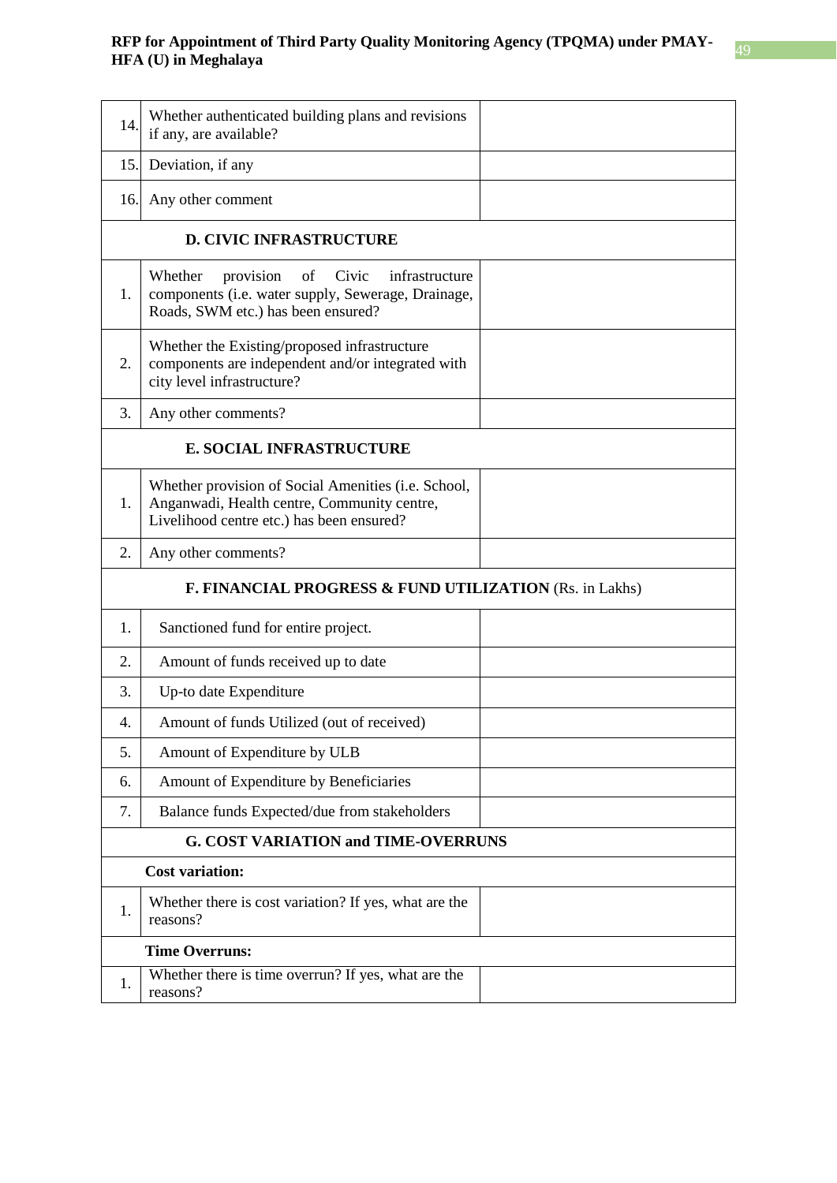| | | |
|---|---|---|
| 14. | Whether authenticated building plans and revisions if any, are available? | |
| 15. | Deviation, if any | |
| 16. | Any other comment | |
| **D. CIVIC INFRASTRUCTURE** | | |
| 1. | Whether provision of Civic infrastructure components (i.e. water supply, Sewerage, Drainage, Roads, SWM etc.) has been ensured? | |
| 2. | Whether the Existing/proposed infrastructure components are independent and/or integrated with city level infrastructure? | |
| 3. | Any other comments? | |
| **E. SOCIAL INFRASTRUCTURE** | | |
| 1. | Whether provision of Social Amenities (i.e. School, Anganwadi, Health centre, Community centre, Livelihood centre etc.) has been ensured? | |
| 2. | Any other comments? | |
| **F. FINANCIAL PROGRESS & FUND UTILIZATION** (Rs. in Lakhs) | | |
| 1. | Sanctioned fund for entire project. | |
| 2. | Amount of funds received up to date | |
| 3. | Up-to date Expenditure | |
| 4. | Amount of funds Utilized (out of received) | |
| 5. | Amount of Expenditure by ULB | |
| 6. | Amount of Expenditure by Beneficiaries | |
| 7. | Balance funds Expected/due from stakeholders | |
| **G. COST VARIATION and TIME-OVERRUNS** | | |
| **Cost variation:** | | |
| 1. | Whether there is cost variation? If yes, what are the reasons? | |
| **Time Overruns:** | | |
| 1. | Whether there is time overrun? If yes, what are the reasons? | |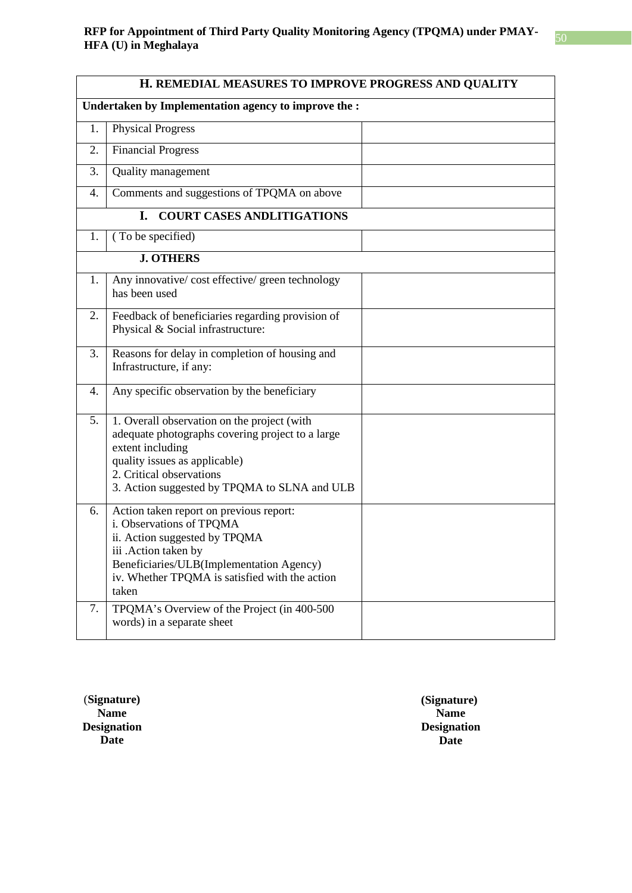| H. REMEDIAL MEASURES TO IMPROVE PROGRESS AND QUALITY | | |
|---|---|---|
| **Undertaken by Implementation agency to improve the :** | | |
| 1. | Physical Progress | |
| 2. | Financial Progress | |
| 3. | Quality management | |
| 4. | Comments and suggestions of TPQMA on above | |
| | **I. COURT CASES ANDLITIGATIONS** | |
| 1. | ( To be specified) | |
| | **J. OTHERS** | |
| 1. | Any innovative/ cost effective/ green technology has been used | |
| 2. | Feedback of beneficiaries regarding provision of Physical & Social infrastructure: | |
| 3. | Reasons for delay in completion of housing and Infrastructure, if any: | |
| 4. | Any specific observation by the beneficiary | |
| 5. | 1. Overall observation on the project (with adequate photographs covering project to a large extent including quality issues as applicable)<br>2. Critical observations<br>3. Action suggested by TPQMA to SLNA and ULB | |
| 6. | Action taken report on previous report:<br>i. Observations of TPQMA<br>ii. Action suggested by TPQMA<br>iii .Action taken by Beneficiaries/ULB(Implementation Agency)<br>iv. Whether TPQMA is satisfied with the action taken | |
| 7. | TPQMA's Overview of the Project (in 400-500 words) in a separate sheet | |

**(Signature)**
**Name**
**Designation**
**Date**

**(Signature)**
**Name**
**Designation**
**Date**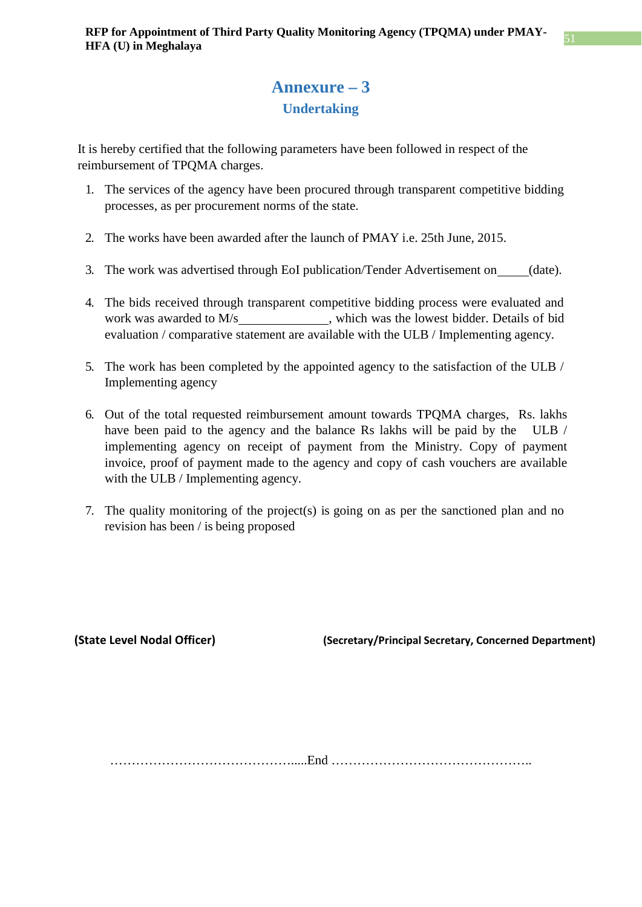# Annexure – 3

## Undertaking

It is hereby certified that the following parameters have been followed in respect of the reimbursement of TPQMA charges.

1. The services of the agency have been procured through transparent competitive bidding processes, as per procurement norms of the state.

2. The works have been awarded after the launch of PMAY i.e. 25th June, 2015.

3. The work was advertised through EoI publication/Tender Advertisement on_____(date).

4. The bids received through transparent competitive bidding process were evaluated and work was awarded to M/s______________, which was the lowest bidder. Details of bid evaluation / comparative statement are available with the ULB / Implementing agency.

5. The work has been completed by the appointed agency to the satisfaction of the ULB / Implementing agency

6. Out of the total requested reimbursement amount towards TPQMA charges, Rs. lakhs have been paid to the agency and the balance Rs lakhs will be paid by the ULB / implementing agency on receipt of payment from the Ministry. Copy of payment invoice, proof of payment made to the agency and copy of cash vouchers are available with the ULB / Implementing agency.

7. The quality monitoring of the project(s) is going on as per the sanctioned plan and no revision has been / is being proposed

**(State Level Nodal Officer)**

**(Secretary/Principal Secretary, Concerned Department)**

…………………………………….....End ………………………………………..